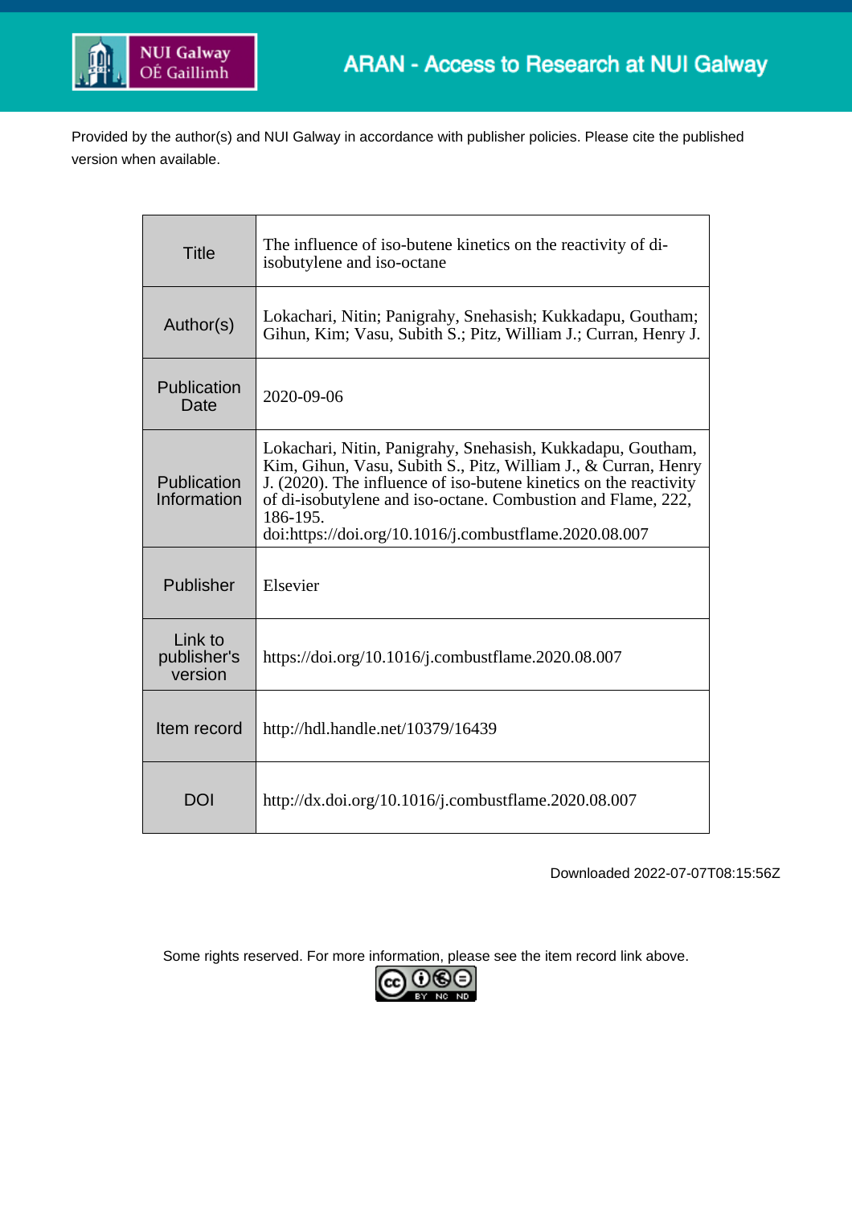Provided by the author(s) and NUI Galway in accordance with publisher policies. Please cite the published version when available.

| Title | The influence of iso-butene kinetics on the reactivity of di-isobutylene and iso-octane |
|---|---|
| Author(s) | Lokachari, Nitin; Panigrahy, Snehasish; Kukkadapu, Goutham; Gihun, Kim; Vasu, Subith S.; Pitz, William J.; Curran, Henry J. |
| Publication Date | 2020-09-06 |
| Publication Information | Lokachari, Nitin, Panigrahy, Snehasish, Kukkadapu, Goutham, Kim, Gihun, Vasu, Subith S., Pitz, William J., & Curran, Henry J. (2020). The influence of iso-butene kinetics on the reactivity of di-isobutylene and iso-octane. Combustion and Flame, 222, 186-195. doi:https://doi.org/10.1016/j.combustflame.2020.08.007 |
| Publisher | Elsevier |
| Link to publisher's version | https://doi.org/10.1016/j.combustflame.2020.08.007 |
| Item record | http://hdl.handle.net/10379/16439 |
| DOI | http://dx.doi.org/10.1016/j.combustflame.2020.08.007 |

Downloaded 2022-07-07T08:15:56Z

Some rights reserved. For more information, please see the item record link above.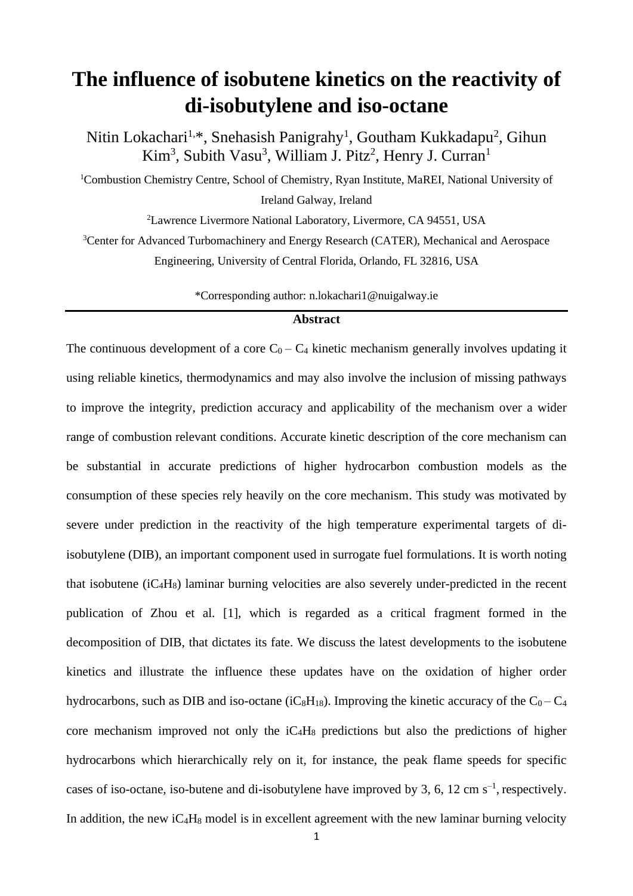# The influence of isobutene kinetics on the reactivity of di-isobutylene and iso-octane

Nitin Lokachari[1,*], Snehasish Panigrahy[1], Goutham Kukkadapu[2], Gihun Kim[3], Subith Vasu[3], William J. Pitz[2], Henry J. Curran[1]

[1]Combustion Chemistry Centre, School of Chemistry, Ryan Institute, MaREI, National University of Ireland Galway, Ireland

[2]Lawrence Livermore National Laboratory, Livermore, CA 94551, USA

[3]Center for Advanced Turbomachinery and Energy Research (CATER), Mechanical and Aerospace Engineering, University of Central Florida, Orlando, FL 32816, USA

*Corresponding author: n.lokachari1@nuigalway.ie

## Abstract

The continuous development of a core $C_0 – C_4$ kinetic mechanism generally involves updating it using reliable kinetics, thermodynamics and may also involve the inclusion of missing pathways to improve the integrity, prediction accuracy and applicability of the mechanism over a wider range of combustion relevant conditions. Accurate kinetic description of the core mechanism can be substantial in accurate predictions of higher hydrocarbon combustion models as the consumption of these species rely heavily on the core mechanism. This study was motivated by severe under prediction in the reactivity of the high temperature experimental targets of di-isobutylene (DIB), an important component used in surrogate fuel formulations. It is worth noting that isobutene ($iC_4H_8$) laminar burning velocities are also severely under-predicted in the recent publication of Zhou et al. [1], which is regarded as a critical fragment formed in the decomposition of DIB, that dictates its fate. We discuss the latest developments to the isobutene kinetics and illustrate the influence these updates have on the oxidation of higher order hydrocarbons, such as DIB and iso-octane ($iC_8H_{18}$). Improving the kinetic accuracy of the $C_0 – C_4$ core mechanism improved not only the $iC_4H_8$ predictions but also the predictions of higher hydrocarbons which hierarchically rely on it, for instance, the peak flame speeds for specific cases of iso-octane, iso-butene and di-isobutylene have improved by 3, 6, 12 cm $s^{-1}$, respectively. In addition, the new $iC_4H_8$ model is in excellent agreement with the new laminar burning velocity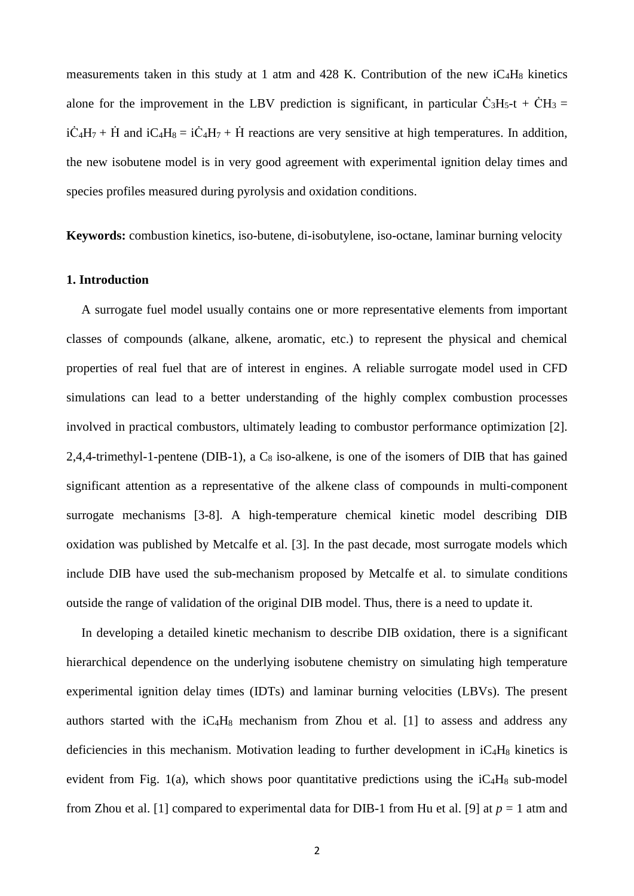measurements taken in this study at 1 atm and 428 K. Contribution of the new $iC_4H_8$ kinetics alone for the improvement in the LBV prediction is significant, in particular $\dot{C}_3H_5$-t + $\dot{C}H_3$ = $i\dot{C}_4H_7$ + $\dot{H}$ and $iC_4H_8$ = $i\dot{C}_4H_7$ + $\dot{H}$ reactions are very sensitive at high temperatures. In addition, the new isobutene model is in very good agreement with experimental ignition delay times and species profiles measured during pyrolysis and oxidation conditions.

**Keywords:** combustion kinetics, iso-butene, di-isobutylene, iso-octane, laminar burning velocity

## 1. Introduction

A surrogate fuel model usually contains one or more representative elements from important classes of compounds (alkane, alkene, aromatic, etc.) to represent the physical and chemical properties of real fuel that are of interest in engines. A reliable surrogate model used in CFD simulations can lead to a better understanding of the highly complex combustion processes involved in practical combustors, ultimately leading to combustor performance optimization [2]. 2,4,4-trimethyl-1-pentene (DIB-1), a $C_8$ iso-alkene, is one of the isomers of DIB that has gained significant attention as a representative of the alkene class of compounds in multi-component surrogate mechanisms [3-8]. A high-temperature chemical kinetic model describing DIB oxidation was published by Metcalfe et al. [3]. In the past decade, most surrogate models which include DIB have used the sub-mechanism proposed by Metcalfe et al. to simulate conditions outside the range of validation of the original DIB model. Thus, there is a need to update it.

In developing a detailed kinetic mechanism to describe DIB oxidation, there is a significant hierarchical dependence on the underlying isobutene chemistry on simulating high temperature experimental ignition delay times (IDTs) and laminar burning velocities (LBVs). The present authors started with the $iC_4H_8$ mechanism from Zhou et al. [1] to assess and address any deficiencies in this mechanism. Motivation leading to further development in $iC_4H_8$ kinetics is evident from Fig. 1(a), which shows poor quantitative predictions using the $iC_4H_8$ sub-model from Zhou et al. [1] compared to experimental data for DIB-1 from Hu et al. [9] at $p$ = 1 atm and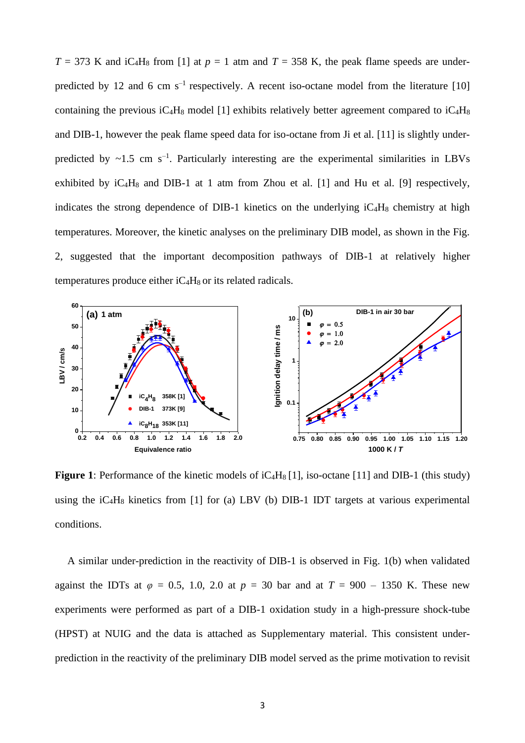$T$ = 373 K and $iC_4H_8$ from [1] at $p$ = 1 atm and $T$ = 358 K, the peak flame speeds are under-predicted by 12 and 6 cm s$^{-1}$ respectively. A recent iso-octane model from the literature [10] containing the previous $iC_4H_8$ model [1] exhibits relatively better agreement compared to $iC_4H_8$ and DIB-1, however the peak flame speed data for iso-octane from Ji et al. [11] is slightly under-predicted by ~1.5 cm s$^{-1}$. Particularly interesting are the experimental similarities in LBVs exhibited by $iC_4H_8$ and DIB-1 at 1 atm from Zhou et al. [1] and Hu et al. [9] respectively, indicates the strong dependence of DIB-1 kinetics on the underlying $iC_4H_8$ chemistry at high temperatures. Moreover, the kinetic analyses on the preliminary DIB model, as shown in the Fig. 2, suggested that the important decomposition pathways of DIB-1 at relatively higher temperatures produce either $iC_4H_8$ or its related radicals.

**Figure 1**: Performance of the kinetic models of $iC_4H_8$ [1], iso-octane [11] and DIB-1 (this study) using the $iC_4H_8$ kinetics from [1] for (a) LBV (b) DIB-1 IDT targets at various experimental conditions.

A similar under-prediction in the reactivity of DIB-1 is observed in Fig. 1(b) when validated against the IDTs at $\varphi$ = 0.5, 1.0, 2.0 at $p$ = 30 bar and at $T$ = 900 – 1350 K. These new experiments were performed as part of a DIB-1 oxidation study in a high-pressure shock-tube (HPST) at NUIG and the data is attached as Supplementary material. This consistent under-prediction in the reactivity of the preliminary DIB model served as the prime motivation to revisit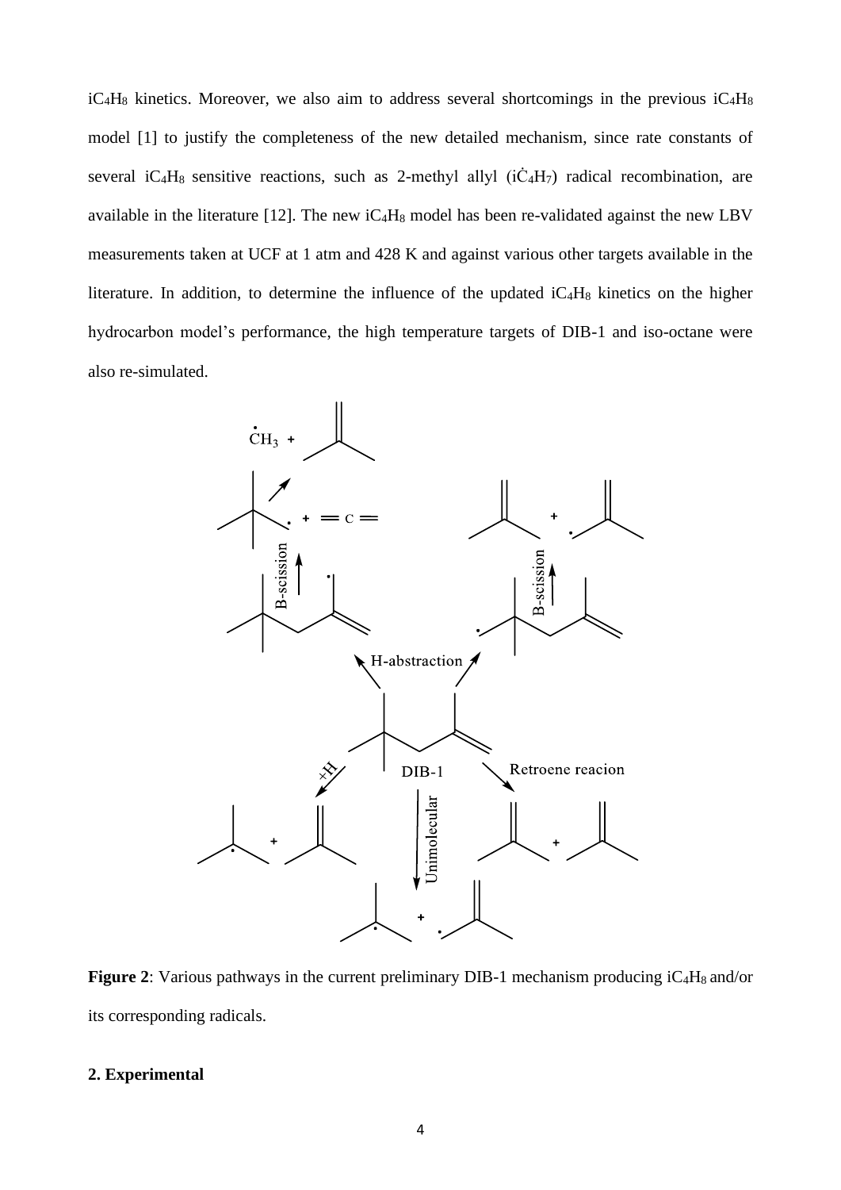$iC_4H_8$ kinetics. Moreover, we also aim to address several shortcomings in the previous $iC_4H_8$ model [1] to justify the completeness of the new detailed mechanism, since rate constants of several $iC_4H_8$ sensitive reactions, such as 2-methyl allyl ($i\dot{C}_4H_7$) radical recombination, are available in the literature [12]. The new $iC_4H_8$ model has been re-validated against the new LBV measurements taken at UCF at 1 atm and 428 K and against various other targets available in the literature. In addition, to determine the influence of the updated $iC_4H_8$ kinetics on the higher hydrocarbon model's performance, the high temperature targets of DIB-1 and iso-octane were also re-simulated.

**Figure 2**: Various pathways in the current preliminary DIB-1 mechanism producing $iC_4H_8$ and/or its corresponding radicals.

## 2. Experimental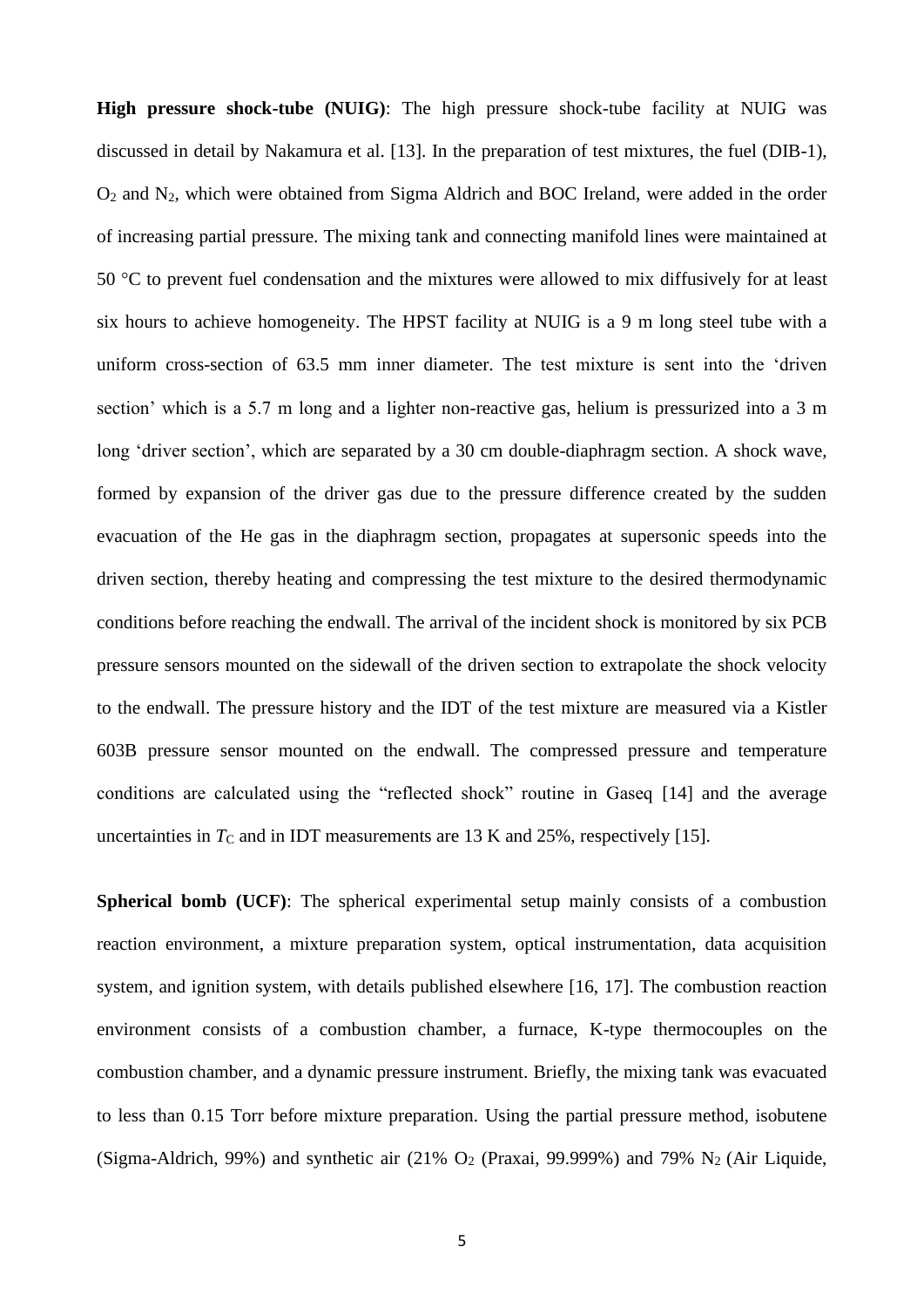**High pressure shock-tube (NUIG)**: The high pressure shock-tube facility at NUIG was discussed in detail by Nakamura et al. [13]. In the preparation of test mixtures, the fuel (DIB-1), $O_2$ and $N_2$, which were obtained from Sigma Aldrich and BOC Ireland, were added in the order of increasing partial pressure. The mixing tank and connecting manifold lines were maintained at 50 °C to prevent fuel condensation and the mixtures were allowed to mix diffusively for at least six hours to achieve homogeneity. The HPST facility at NUIG is a 9 m long steel tube with a uniform cross-section of 63.5 mm inner diameter. The test mixture is sent into the 'driven section' which is a 5.7 m long and a lighter non-reactive gas, helium is pressurized into a 3 m long 'driver section', which are separated by a 30 cm double-diaphragm section. A shock wave, formed by expansion of the driver gas due to the pressure difference created by the sudden evacuation of the He gas in the diaphragm section, propagates at supersonic speeds into the driven section, thereby heating and compressing the test mixture to the desired thermodynamic conditions before reaching the endwall. The arrival of the incident shock is monitored by six PCB pressure sensors mounted on the sidewall of the driven section to extrapolate the shock velocity to the endwall. The pressure history and the IDT of the test mixture are measured via a Kistler 603B pressure sensor mounted on the endwall. The compressed pressure and temperature conditions are calculated using the "reflected shock" routine in Gaseq [14] and the average uncertainties in $T_C$ and in IDT measurements are 13 K and 25%, respectively [15].

**Spherical bomb (UCF)**: The spherical experimental setup mainly consists of a combustion reaction environment, a mixture preparation system, optical instrumentation, data acquisition system, and ignition system, with details published elsewhere [16, 17]. The combustion reaction environment consists of a combustion chamber, a furnace, K-type thermocouples on the combustion chamber, and a dynamic pressure instrument. Briefly, the mixing tank was evacuated to less than 0.15 Torr before mixture preparation. Using the partial pressure method, isobutene (Sigma-Aldrich, 99%) and synthetic air (21% $O_2$ (Praxai, 99.999%) and 79% $N_2$ (Air Liquide,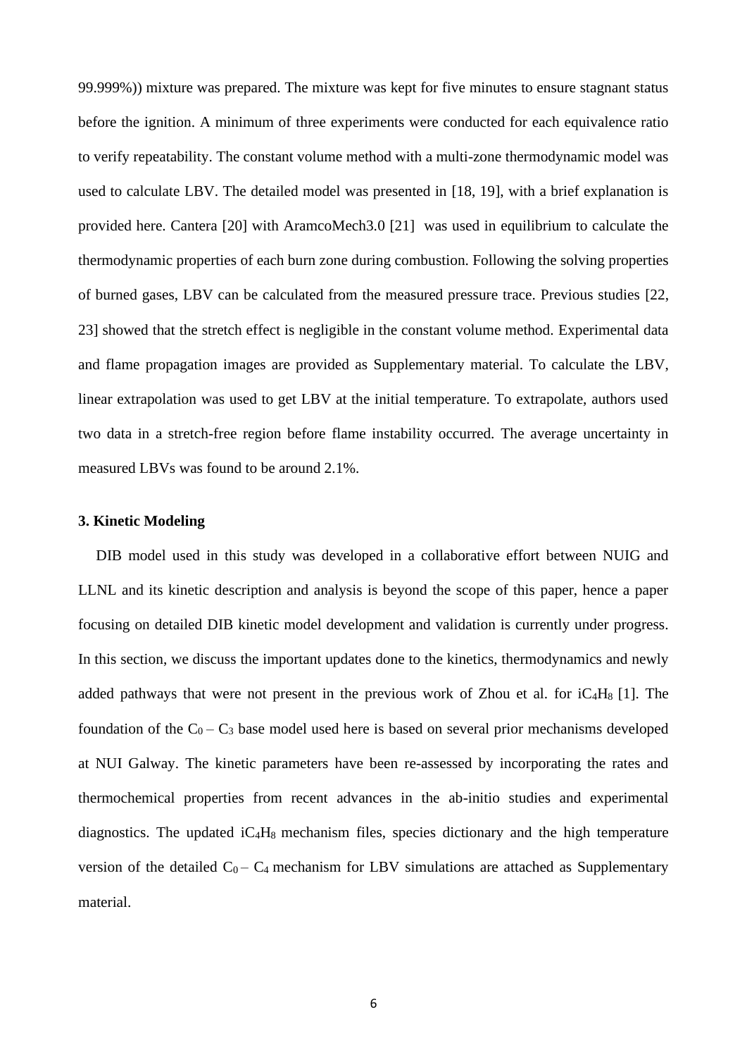99.999%)) mixture was prepared. The mixture was kept for five minutes to ensure stagnant status before the ignition. A minimum of three experiments were conducted for each equivalence ratio to verify repeatability. The constant volume method with a multi-zone thermodynamic model was used to calculate LBV. The detailed model was presented in [18, 19], with a brief explanation is provided here. Cantera [20] with AramcoMech3.0 [21] was used in equilibrium to calculate the thermodynamic properties of each burn zone during combustion. Following the solving properties of burned gases, LBV can be calculated from the measured pressure trace. Previous studies [22, 23] showed that the stretch effect is negligible in the constant volume method. Experimental data and flame propagation images are provided as Supplementary material. To calculate the LBV, linear extrapolation was used to get LBV at the initial temperature. To extrapolate, authors used two data in a stretch-free region before flame instability occurred. The average uncertainty in measured LBVs was found to be around 2.1%.

### 3. Kinetic Modeling

DIB model used in this study was developed in a collaborative effort between NUIG and LLNL and its kinetic description and analysis is beyond the scope of this paper, hence a paper focusing on detailed DIB kinetic model development and validation is currently under progress. In this section, we discuss the important updates done to the kinetics, thermodynamics and newly added pathways that were not present in the previous work of Zhou et al. for $iC_4H_8$ [1]. The foundation of the $C_0 – C_3$ base model used here is based on several prior mechanisms developed at NUI Galway. The kinetic parameters have been re-assessed by incorporating the rates and thermochemical properties from recent advances in the ab-initio studies and experimental diagnostics. The updated $iC_4H_8$ mechanism files, species dictionary and the high temperature version of the detailed $C_0 – C_4$ mechanism for LBV simulations are attached as Supplementary material.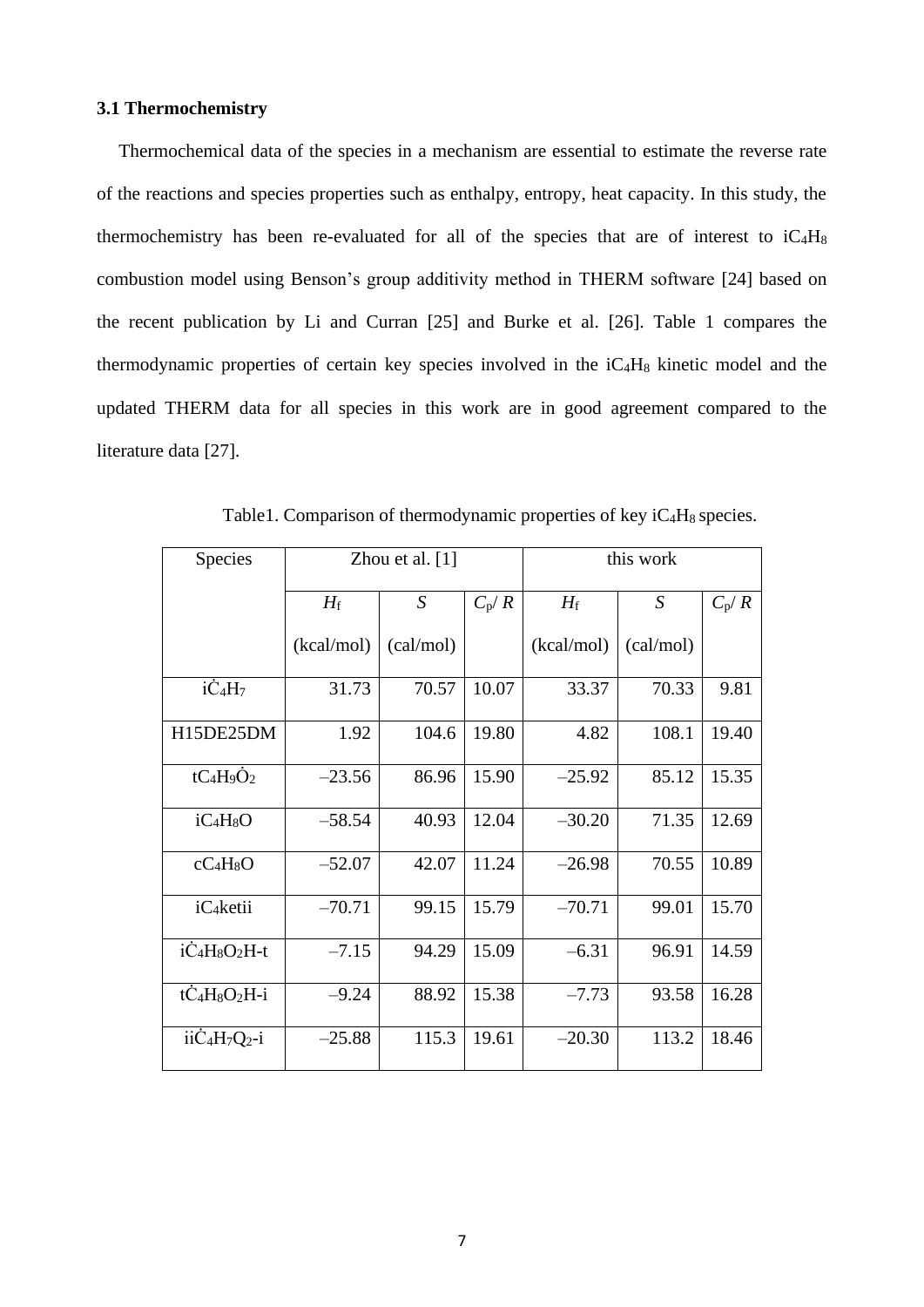### 3.1 Thermochemistry

Thermochemical data of the species in a mechanism are essential to estimate the reverse rate of the reactions and species properties such as enthalpy, entropy, heat capacity. In this study, the thermochemistry has been re-evaluated for all of the species that are of interest to $iC_4H_8$ combustion model using Benson's group additivity method in THERM software [24] based on the recent publication by Li and Curran [25] and Burke et al. [26]. Table 1 compares the thermodynamic properties of certain key species involved in the $iC_4H_8$ kinetic model and the updated THERM data for all species in this work are in good agreement compared to the literature data [27].

Table1. Comparison of thermodynamic properties of key $iC_4H_8$ species.

| Species | Zhou et al. [1] | | | this work | | |
|---|---|---|---|---|---|---|
| | $H_f$ (kcal/mol) | $S$ (cal/mol) | $C_p/R$ | $H_f$ (kcal/mol) | $S$ (cal/mol) | $C_p/R$ |
| $i\dot{C}_4H_7$ | 31.73 | 70.57 | 10.07 | 33.37 | 70.33 | 9.81 |
| H15DE25DM | 1.92 | 104.6 | 19.80 | 4.82 | 108.1 | 19.40 |
| $tC_4H_9\dot{O}_2$ | –23.56 | 86.96 | 15.90 | –25.92 | 85.12 | 15.35 |
| $iC_4H_8O$ | –58.54 | 40.93 | 12.04 | –30.20 | 71.35 | 12.69 |
| $cC_4H_8O$ | –52.07 | 42.07 | 11.24 | –26.98 | 70.55 | 10.89 |
| $iC_4$ketii | –70.71 | 99.15 | 15.79 | –70.71 | 99.01 | 15.70 |
| $i\dot{C}_4H_8O_2H$-t | –7.15 | 94.29 | 15.09 | –6.31 | 96.91 | 14.59 |
| $t\dot{C}_4H_8O_2H$-i | –9.24 | 88.92 | 15.38 | –7.73 | 93.58 | 16.28 |
| $ii\dot{C}_4H_7Q_2$-i | –25.88 | 115.3 | 19.61 | –20.30 | 113.2 | 18.46 |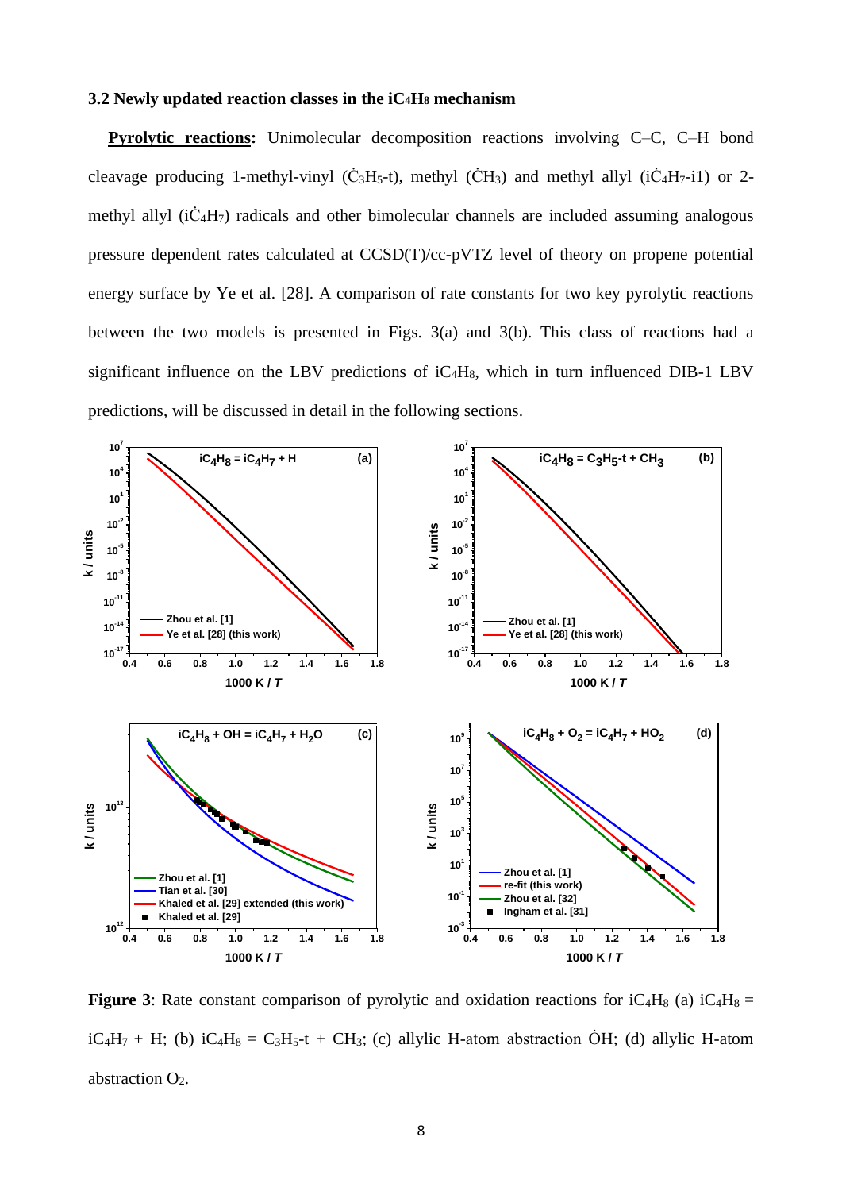### 3.2 Newly updated reaction classes in the $iC_4H_8$ mechanism

**Pyrolytic reactions:** Unimolecular decomposition reactions involving C–C, C–H bond cleavage producing 1-methyl-vinyl ($\dot{C}_3H_5$-t), methyl ($\dot{C}H_3$) and methyl allyl ($i\dot{C}_4H_7$-i1) or 2-methyl allyl ($i\dot{C}_4H_7$) radicals and other bimolecular channels are included assuming analogous pressure dependent rates calculated at CCSD(T)/cc-pVTZ level of theory on propene potential energy surface by Ye et al. [28]. A comparison of rate constants for two key pyrolytic reactions between the two models is presented in Figs. 3(a) and 3(b). This class of reactions had a significant influence on the LBV predictions of $iC_4H_8$, which in turn influenced DIB-1 LBV predictions, will be discussed in detail in the following sections.

**Figure 3**: Rate constant comparison of pyrolytic and oxidation reactions for $iC_4H_8$ (a) $iC_4H_8$ = $iC_4H_7$ + H; (b) $iC_4H_8$ = $C_3H_5$-t + $CH_3$; (c) allylic H-atom abstraction $\dot{O}H$; (d) allylic H-atom abstraction $O_2$.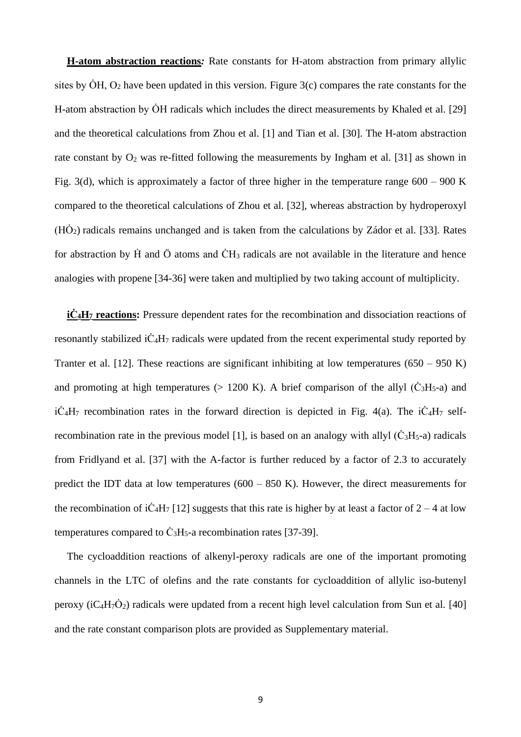**H-atom abstraction reactions*:*** Rate constants for H-atom abstraction from primary allylic sites by $\dot{O}H$, $O_2$ have been updated in this version. Figure 3(c) compares the rate constants for the H-atom abstraction by $\dot{O}H$ radicals which includes the direct measurements by Khaled et al. [29] and the theoretical calculations from Zhou et al. [1] and Tian et al. [30]. The H-atom abstraction rate constant by $O_2$ was re-fitted following the measurements by Ingham et al. [31] as shown in Fig. 3(d), which is approximately a factor of three higher in the temperature range 600 – 900 K compared to the theoretical calculations of Zhou et al. [32], whereas abstraction by hydroperoxyl ($H\dot{O}_2$) radicals remains unchanged and is taken from the calculations by Zádor et al. [33]. Rates for abstraction by $\dot{H}$ and $\ddot{O}$ atoms and $\dot{C}H_3$ radicals are not available in the literature and hence analogies with propene [34-36] were taken and multiplied by two taking account of multiplicity.

**$i\dot{C}_4H_7$ reactions:** Pressure dependent rates for the recombination and dissociation reactions of resonantly stabilized $i\dot{C}_4H_7$ radicals were updated from the recent experimental study reported by Tranter et al. [12]. These reactions are significant inhibiting at low temperatures (650 – 950 K) and promoting at high temperatures (> 1200 K). A brief comparison of the allyl ($\dot{C}_3H_5$-a) and $i\dot{C}_4H_7$ recombination rates in the forward direction is depicted in Fig. 4(a). The $i\dot{C}_4H_7$ self-recombination rate in the previous model [1], is based on an analogy with allyl ($\dot{C}_3H_5$-a) radicals from Fridlyand et al. [37] with the A-factor is further reduced by a factor of 2.3 to accurately predict the IDT data at low temperatures (600 – 850 K). However, the direct measurements for the recombination of $i\dot{C}_4H_7$ [12] suggests that this rate is higher by at least a factor of 2 – 4 at low temperatures compared to $\dot{C}_3H_5$-a recombination rates [37-39].

The cycloaddition reactions of alkenyl-peroxy radicals are one of the important promoting channels in the LTC of olefins and the rate constants for cycloaddition of allylic iso-butenyl peroxy ($iC_4H_7\dot{O}_2$) radicals were updated from a recent high level calculation from Sun et al. [40] and the rate constant comparison plots are provided as Supplementary material.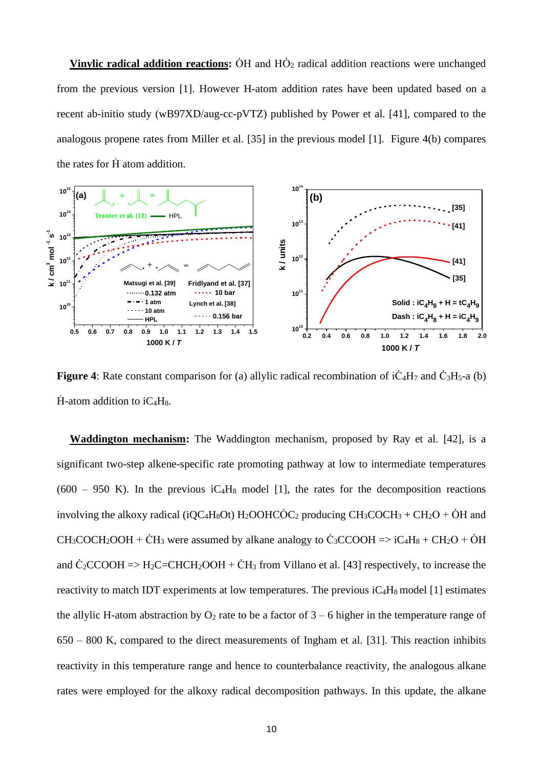**Vinylic radical addition reactions:** $\dot{O}H$ and $H\dot{O}_2$ radical addition reactions were unchanged from the previous version [1]. However H-atom addition rates have been updated based on a recent ab-initio study (wB97XD/aug-cc-pVTZ) published by Power et al. [41], compared to the analogous propene rates from Miller et al. [35] in the previous model [1]. Figure 4(b) compares the rates for $\dot{H}$ atom addition.

**Figure 4**: Rate constant comparison for (a) allylic radical recombination of $i\dot{C}_4H_7$ and $\dot{C}_3H_5$-a (b) $\dot{H}$-atom addition to $iC_4H_8$.

**Waddington mechanism:** The Waddington mechanism, proposed by Ray et al. [42], is a significant two-step alkene-specific rate promoting pathway at low to intermediate temperatures (600 – 950 K). In the previous $iC_4H_8$ model [1], the rates for the decomposition reactions involving the alkoxy radical (iQC4H8Ot) $H_2OOHC\dot{O}C_2$ producing $CH_3COCH_3 + CH_2O + \dot{O}H$ and $CH_3COCH_2OOH + \dot{C}H_3$ were assumed by alkane analogy to $\dot{C}_3CCOOH$ => $iC_4H_8 + CH_2O + \dot{O}H$ and $\dot{C}_2CCOOH$ => $H_2C{=}CHCH_2OOH + \dot{C}H_3$ from Villano et al. [43] respectively, to increase the reactivity to match IDT experiments at low temperatures. The previous $iC_4H_8$ model [1] estimates the allylic H-atom abstraction by $O_2$ rate to be a factor of 3 – 6 higher in the temperature range of 650 – 800 K, compared to the direct measurements of Ingham et al. [31]. This reaction inhibits reactivity in this temperature range and hence to counterbalance reactivity, the analogous alkane rates were employed for the alkoxy radical decomposition pathways. In this update, the alkane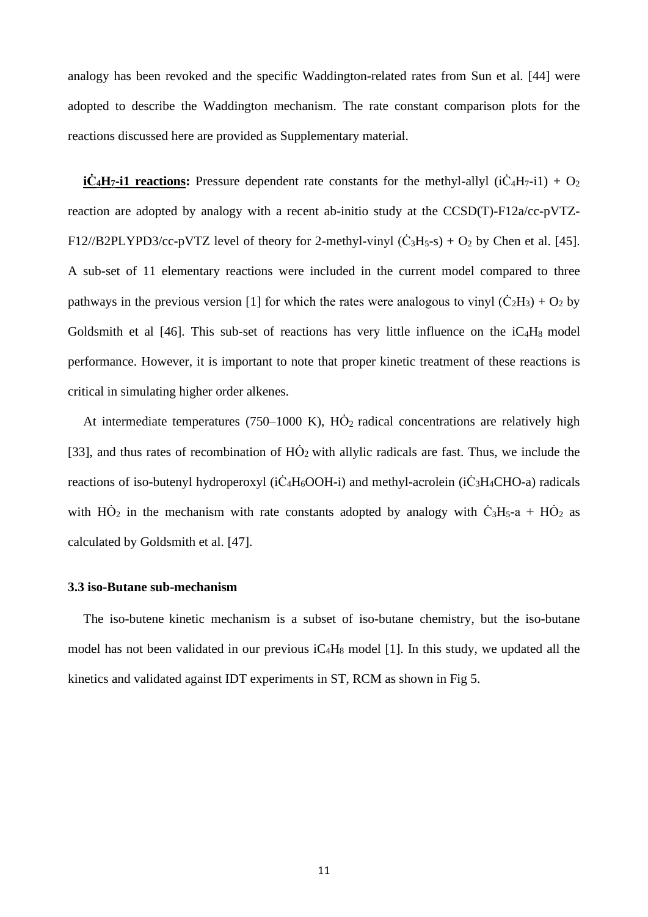analogy has been revoked and the specific Waddington-related rates from Sun et al. [44] were adopted to describe the Waddington mechanism. The rate constant comparison plots for the reactions discussed here are provided as Supplementary material.

**$i\dot{C}_4H_7$-i1 reactions:** Pressure dependent rate constants for the methyl-allyl ($i\dot{C}_4H_7$-i1) + $O_2$ reaction are adopted by analogy with a recent ab-initio study at the CCSD(T)-F12a/cc-pVTZ-F12//B2PLYPD3/cc-pVTZ level of theory for 2-methyl-vinyl ($\dot{C}_3H_5$-s) + $O_2$ by Chen et al. [45]. A sub-set of 11 elementary reactions were included in the current model compared to three pathways in the previous version [1] for which the rates were analogous to vinyl ($\dot{C}_2H_3$) + $O_2$ by Goldsmith et al [46]. This sub-set of reactions has very little influence on the $iC_4H_8$ model performance. However, it is important to note that proper kinetic treatment of these reactions is critical in simulating higher order alkenes.

At intermediate temperatures (750–1000 K), $H\dot{O}_2$ radical concentrations are relatively high [33], and thus rates of recombination of $H\dot{O}_2$ with allylic radicals are fast. Thus, we include the reactions of iso-butenyl hydroperoxyl ($i\dot{C}_4H_6OOH$-i) and methyl-acrolein ($i\dot{C}_3H_4CHO$-a) radicals with $H\dot{O}_2$ in the mechanism with rate constants adopted by analogy with $\dot{C}_3H_5$-a + $H\dot{O}_2$ as calculated by Goldsmith et al. [47].

### 3.3 iso-Butane sub-mechanism

The iso-butene kinetic mechanism is a subset of iso-butane chemistry, but the iso-butane model has not been validated in our previous $iC_4H_8$ model [1]. In this study, we updated all the kinetics and validated against IDT experiments in ST, RCM as shown in Fig 5.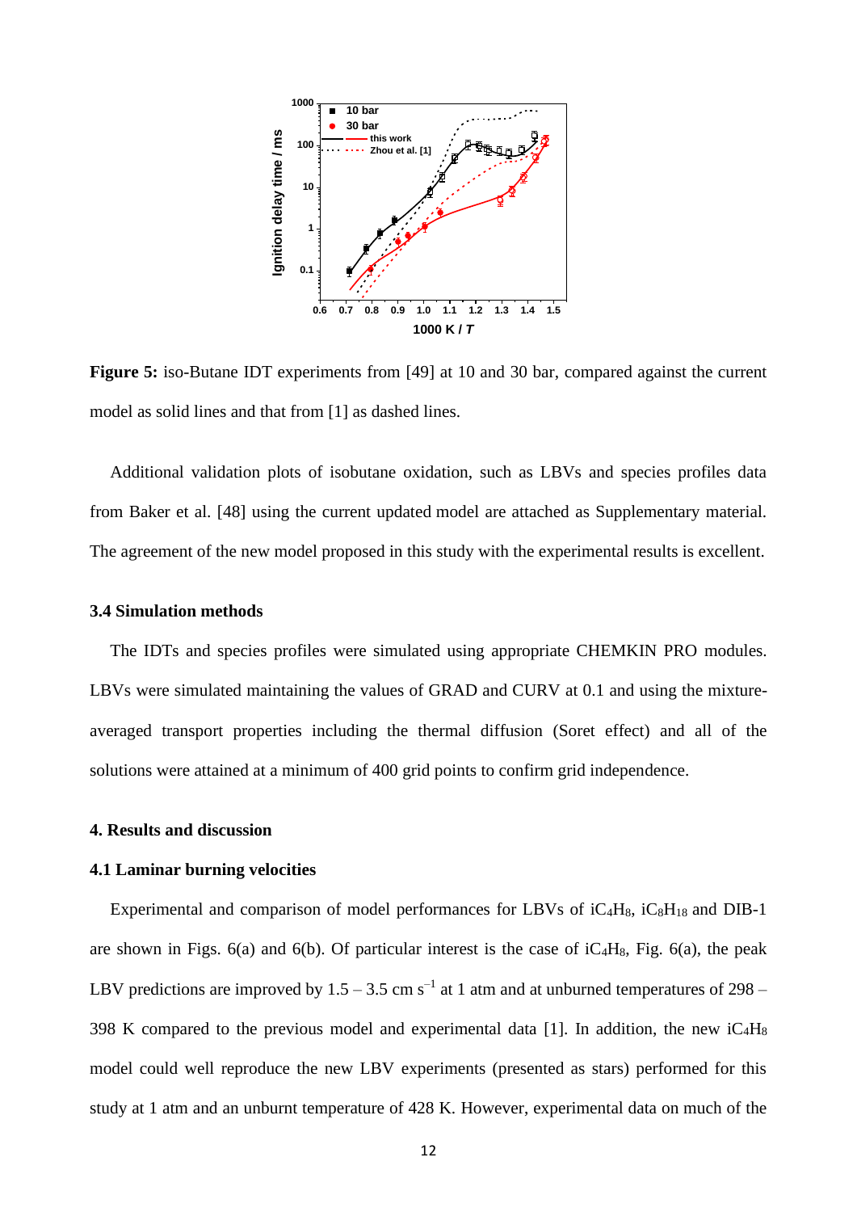**Figure 5:** iso-Butane IDT experiments from [49] at 10 and 30 bar, compared against the current model as solid lines and that from [1] as dashed lines.

Additional validation plots of isobutane oxidation, such as LBVs and species profiles data from Baker et al. [48] using the current updated model are attached as Supplementary material. The agreement of the new model proposed in this study with the experimental results is excellent.

### 3.4 Simulation methods

The IDTs and species profiles were simulated using appropriate CHEMKIN PRO modules. LBVs were simulated maintaining the values of GRAD and CURV at 0.1 and using the mixture-averaged transport properties including the thermal diffusion (Soret effect) and all of the solutions were attained at a minimum of 400 grid points to confirm grid independence.

## 4. Results and discussion

### 4.1 Laminar burning velocities

Experimental and comparison of model performances for LBVs of $iC_4H_8$, $iC_8H_{18}$ and DIB-1 are shown in Figs. 6(a) and 6(b). Of particular interest is the case of $iC_4H_8$, Fig. 6(a), the peak LBV predictions are improved by 1.5 – 3.5 cm $s^{-1}$ at 1 atm and at unburned temperatures of 298 – 398 K compared to the previous model and experimental data [1]. In addition, the new $iC_4H_8$ model could well reproduce the new LBV experiments (presented as stars) performed for this study at 1 atm and an unburnt temperature of 428 K. However, experimental data on much of the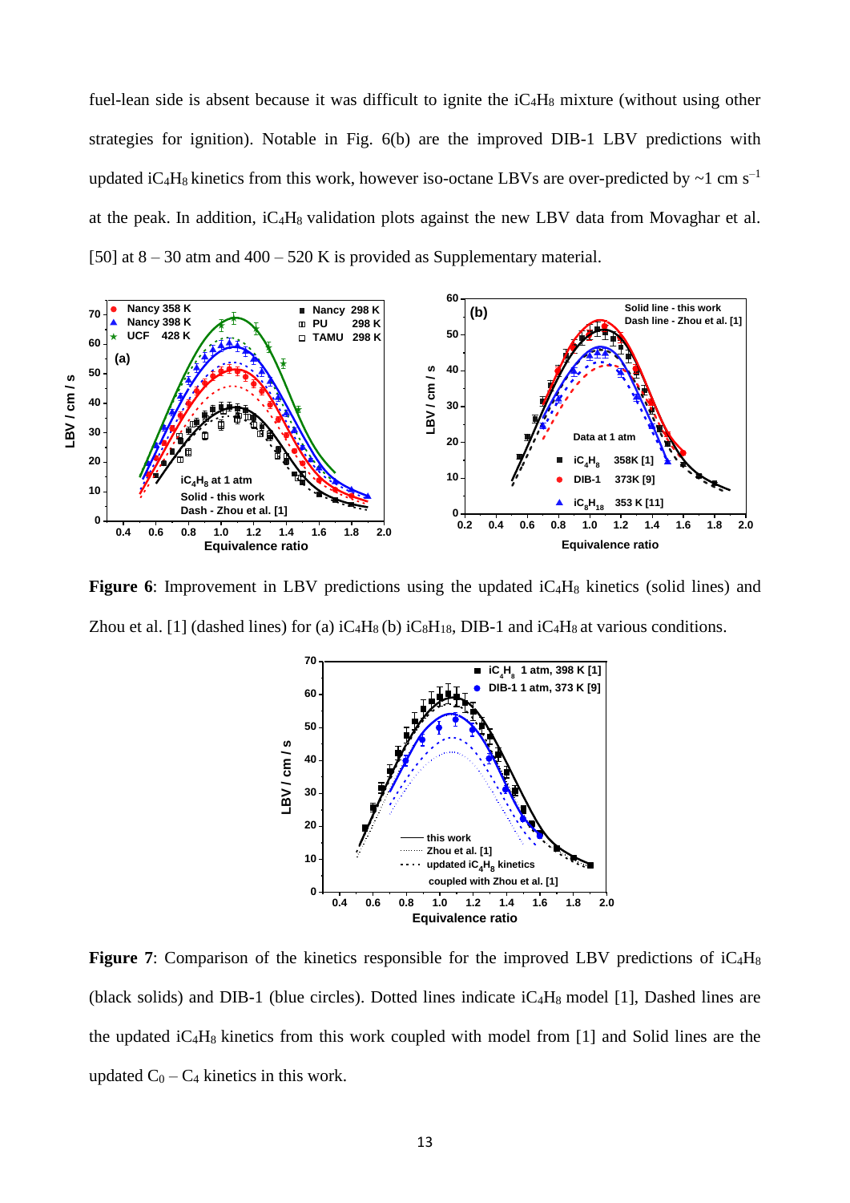fuel-lean side is absent because it was difficult to ignite the $iC_4H_8$ mixture (without using other strategies for ignition). Notable in Fig. 6(b) are the improved DIB-1 LBV predictions with updated $iC_4H_8$ kinetics from this work, however iso-octane LBVs are over-predicted by ~1 cm s$^{-1}$ at the peak. In addition, $iC_4H_8$ validation plots against the new LBV data from Movaghar et al. [50] at 8 – 30 atm and 400 – 520 K is provided as Supplementary material.

**Figure 6**: Improvement in LBV predictions using the updated $iC_4H_8$ kinetics (solid lines) and Zhou et al. [1] (dashed lines) for (a) $iC_4H_8$ (b) $iC_8H_{18}$, DIB-1 and $iC_4H_8$ at various conditions.

**Figure 7**: Comparison of the kinetics responsible for the improved LBV predictions of $iC_4H_8$ (black solids) and DIB-1 (blue circles). Dotted lines indicate $iC_4H_8$ model [1], Dashed lines are the updated $iC_4H_8$ kinetics from this work coupled with model from [1] and Solid lines are the updated $C_0$ – $C_4$ kinetics in this work.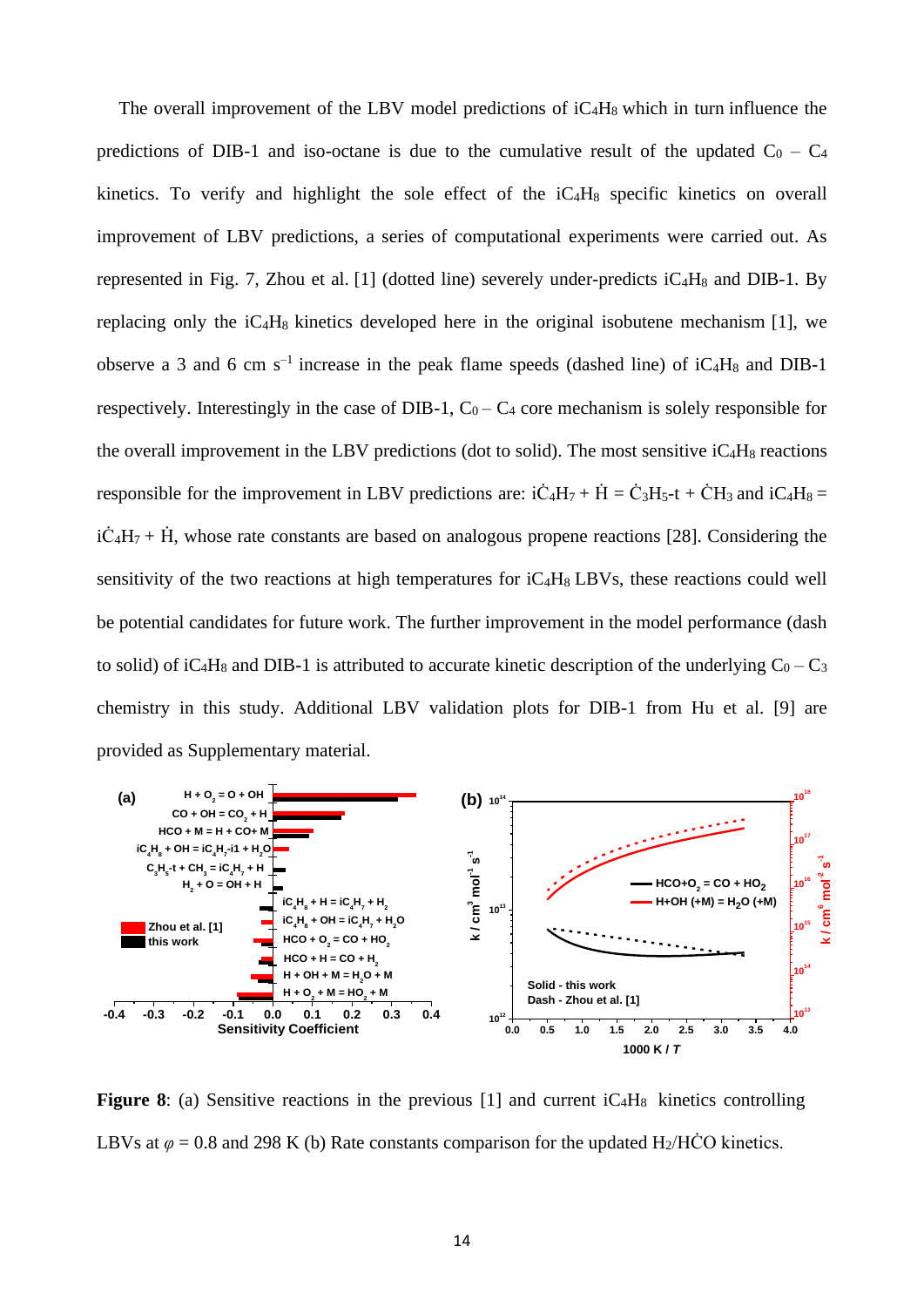The overall improvement of the LBV model predictions of $iC_4H_8$ which in turn influence the predictions of DIB-1 and iso-octane is due to the cumulative result of the updated $C_0$ – $C_4$ kinetics. To verify and highlight the sole effect of the $iC_4H_8$ specific kinetics on overall improvement of LBV predictions, a series of computational experiments were carried out. As represented in Fig. 7, Zhou et al. [1] (dotted line) severely under-predicts $iC_4H_8$ and DIB-1. By replacing only the $iC_4H_8$ kinetics developed here in the original isobutene mechanism [1], we observe a 3 and 6 cm $s^{-1}$ increase in the peak flame speeds (dashed line) of $iC_4H_8$ and DIB-1 respectively. Interestingly in the case of DIB-1, $C_0$ – $C_4$ core mechanism is solely responsible for the overall improvement in the LBV predictions (dot to solid). The most sensitive $iC_4H_8$ reactions responsible for the improvement in LBV predictions are: $i\dot{C}_4H_7 + \dot{H} = \dot{C}_3H_5\text{-t} + \dot{C}H_3$ and $iC_4H_8 = i\dot{C}_4H_7 + \dot{H}$, whose rate constants are based on analogous propene reactions [28]. Considering the sensitivity of the two reactions at high temperatures for $iC_4H_8$ LBVs, these reactions could well be potential candidates for future work. The further improvement in the model performance (dash to solid) of $iC_4H_8$ and DIB-1 is attributed to accurate kinetic description of the underlying $C_0$ – $C_3$ chemistry in this study. Additional LBV validation plots for DIB-1 from Hu et al. [9] are provided as Supplementary material.

**Figure 8**: (a) Sensitive reactions in the previous [1] and current $iC_4H_8$ kinetics controlling LBVs at $\varphi$ = 0.8 and 298 K (b) Rate constants comparison for the updated $H_2$/$H\dot{C}O$ kinetics.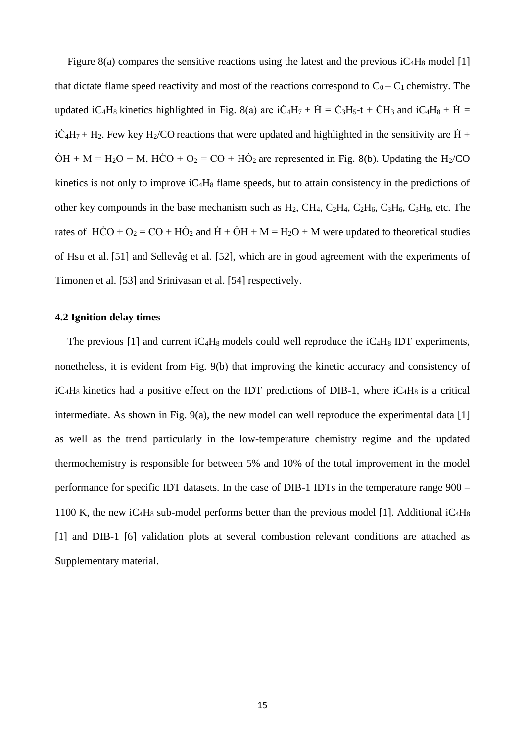Figure 8(a) compares the sensitive reactions using the latest and the previous $iC_4H_8$ model [1] that dictate flame speed reactivity and most of the reactions correspond to $C_0 – C_1$ chemistry. The updated $iC_4H_8$ kinetics highlighted in Fig. 8(a) are $i\dot{C}_4H_7 + \dot{H} = \dot{C}_3H_5\text{-t} + \dot{C}H_3$ and $iC_4H_8 + \dot{H} = i\dot{C}_4H_7 + H_2$. Few key $H_2$/CO reactions that were updated and highlighted in the sensitivity are $\dot{H} + \dot{O}H + M = H_2O + M$, $H\dot{C}O + O_2 = CO + H\dot{O}_2$ are represented in Fig. 8(b). Updating the $H_2$/CO kinetics is not only to improve $iC_4H_8$ flame speeds, but to attain consistency in the predictions of other key compounds in the base mechanism such as $H_2$, $CH_4$, $C_2H_4$, $C_2H_6$, $C_3H_6$, $C_3H_8$, etc. The rates of $H\dot{C}O + O_2 = CO + H\dot{O}_2$ and $\dot{H} + \dot{O}H + M = H_2O + M$ were updated to theoretical studies of Hsu et al. [51] and Sellevåg et al. [52], which are in good agreement with the experiments of Timonen et al. [53] and Srinivasan et al. [54] respectively.

### 4.2 Ignition delay times

The previous [1] and current $iC_4H_8$ models could well reproduce the $iC_4H_8$ IDT experiments, nonetheless, it is evident from Fig. 9(b) that improving the kinetic accuracy and consistency of $iC_4H_8$ kinetics had a positive effect on the IDT predictions of DIB-1, where $iC_4H_8$ is a critical intermediate. As shown in Fig. 9(a), the new model can well reproduce the experimental data [1] as well as the trend particularly in the low-temperature chemistry regime and the updated thermochemistry is responsible for between 5% and 10% of the total improvement in the model performance for specific IDT datasets. In the case of DIB-1 IDTs in the temperature range 900 – 1100 K, the new $iC_4H_8$ sub-model performs better than the previous model [1]. Additional $iC_4H_8$ [1] and DIB-1 [6] validation plots at several combustion relevant conditions are attached as Supplementary material.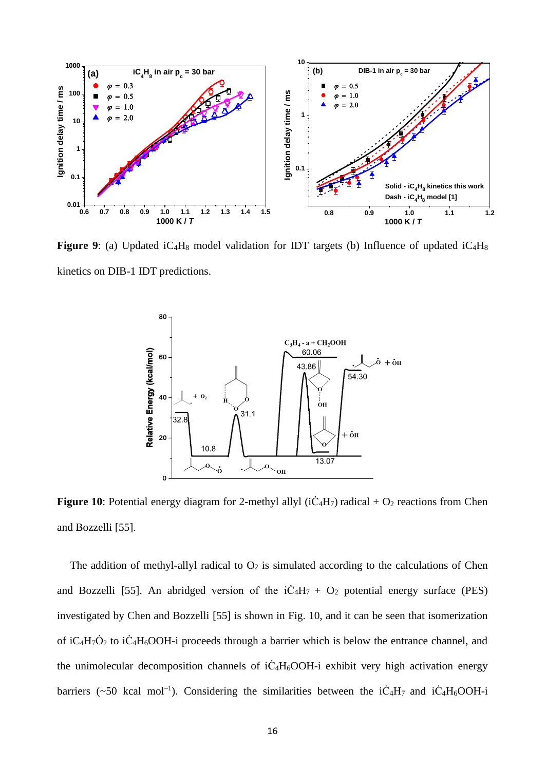**Figure 9**: (a) Updated $iC_4H_8$ model validation for IDT targets (b) Influence of updated $iC_4H_8$ kinetics on DIB-1 IDT predictions.

**Figure 10**: Potential energy diagram for 2-methyl allyl ($i\dot{C}_4H_7$) radical + $O_2$ reactions from Chen and Bozzelli [55].

The addition of methyl-allyl radical to $O_2$ is simulated according to the calculations of Chen and Bozzelli [55]. An abridged version of the $i\dot{C}_4H_7$ + $O_2$ potential energy surface (PES) investigated by Chen and Bozzelli [55] is shown in Fig. 10, and it can be seen that isomerization of $iC_4H_7\dot{O}_2$ to $i\dot{C}_4H_6OOH$-i proceeds through a barrier which is below the entrance channel, and the unimolecular decomposition channels of $i\dot{C}_4H_6OOH$-i exhibit very high activation energy barriers (~50 kcal mol$^{-1}$). Considering the similarities between the $i\dot{C}_4H_7$ and $i\dot{C}_4H_6OOH$-i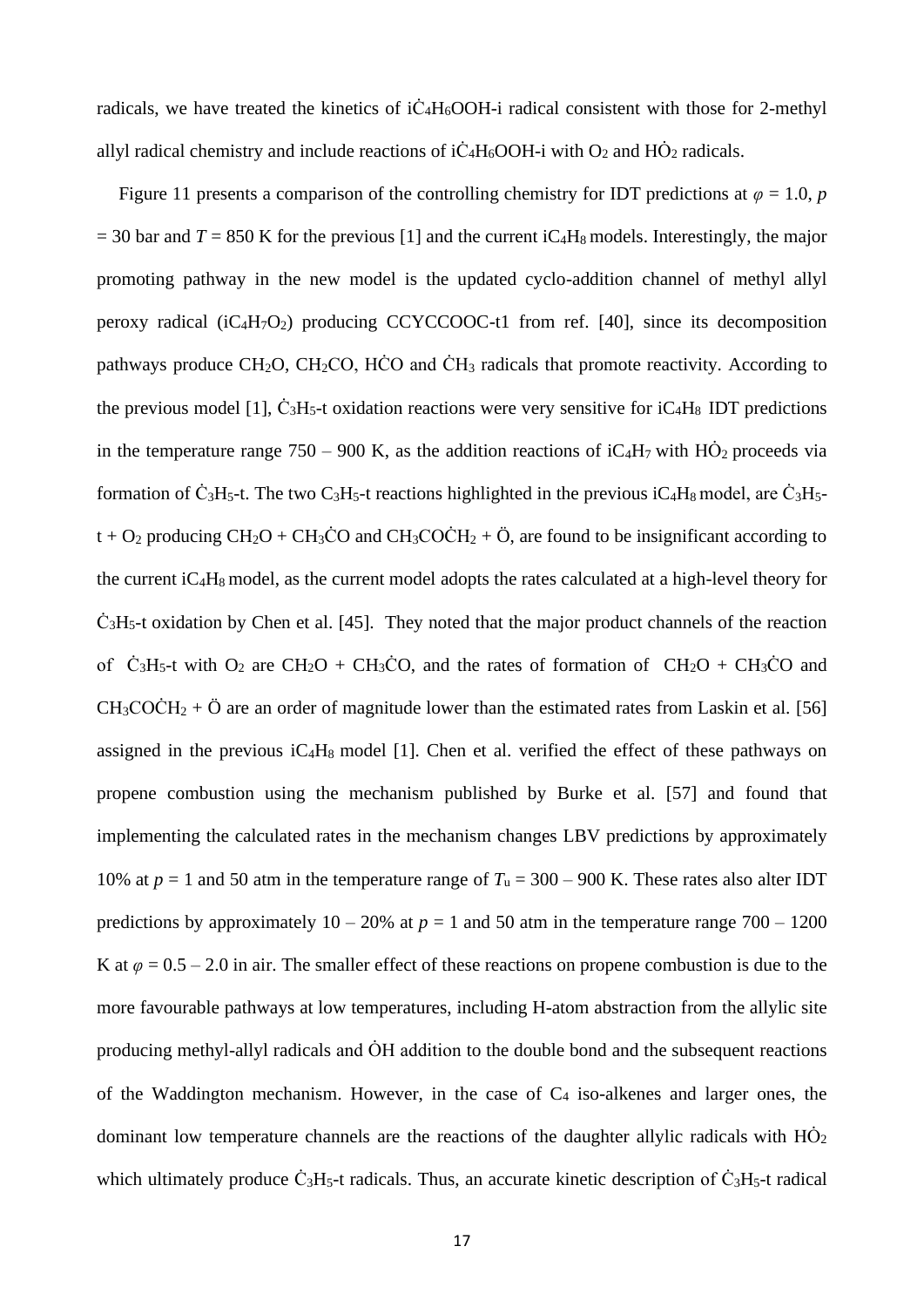radicals, we have treated the kinetics of $i\dot{C}_4H_6OOH$-i radical consistent with those for 2-methyl allyl radical chemistry and include reactions of $i\dot{C}_4H_6OOH$-i with $O_2$ and $H\dot{O}_2$ radicals.

Figure 11 presents a comparison of the controlling chemistry for IDT predictions at $\varphi = 1.0$, $p = 30$ bar and $T = 850$ K for the previous [1] and the current $iC_4H_8$ models. Interestingly, the major promoting pathway in the new model is the updated cyclo-addition channel of methyl allyl peroxy radical ($iC_4H_7O_2$) producing CCYCCOOC-t1 from ref. [40], since its decomposition pathways produce $CH_2O$, $CH_2CO$, $H\dot{C}O$ and $\dot{C}H_3$ radicals that promote reactivity. According to the previous model [1], $\dot{C}_3H_5$-t oxidation reactions were very sensitive for $iC_4H_8$ IDT predictions in the temperature range 750 – 900 K, as the addition reactions of $iC_4H_7$ with $H\dot{O}_2$ proceeds via formation of $\dot{C}_3H_5$-t. The two $C_3H_5$-t reactions highlighted in the previous $iC_4H_8$ model, are $\dot{C}_3H_5$-t + $O_2$ producing $CH_2O$ + $CH_3\dot{C}O$ and $CH_3CO\dot{C}H_2$ + $\ddot{O}$, are found to be insignificant according to the current $iC_4H_8$ model, as the current model adopts the rates calculated at a high-level theory for $\dot{C}_3H_5$-t oxidation by Chen et al. [45]. They noted that the major product channels of the reaction of $\dot{C}_3H_5$-t with $O_2$ are $CH_2O$ + $CH_3\dot{C}O$, and the rates of formation of $CH_2O$ + $CH_3\dot{C}O$ and $CH_3CO\dot{C}H_2$ + $\ddot{O}$ are an order of magnitude lower than the estimated rates from Laskin et al. [56] assigned in the previous $iC_4H_8$ model [1]. Chen et al. verified the effect of these pathways on propene combustion using the mechanism published by Burke et al. [57] and found that implementing the calculated rates in the mechanism changes LBV predictions by approximately 10% at $p = 1$ and 50 atm in the temperature range of $T_u = 300 – 900$ K. These rates also alter IDT predictions by approximately 10 – 20% at $p = 1$ and 50 atm in the temperature range 700 – 1200 K at $\varphi = 0.5 – 2.0$ in air. The smaller effect of these reactions on propene combustion is due to the more favourable pathways at low temperatures, including H-atom abstraction from the allylic site producing methyl-allyl radicals and $\dot{O}H$ addition to the double bond and the subsequent reactions of the Waddington mechanism. However, in the case of $C_4$ iso-alkenes and larger ones, the dominant low temperature channels are the reactions of the daughter allylic radicals with $H\dot{O}_2$ which ultimately produce $\dot{C}_3H_5$-t radicals. Thus, an accurate kinetic description of $\dot{C}_3H_5$-t radical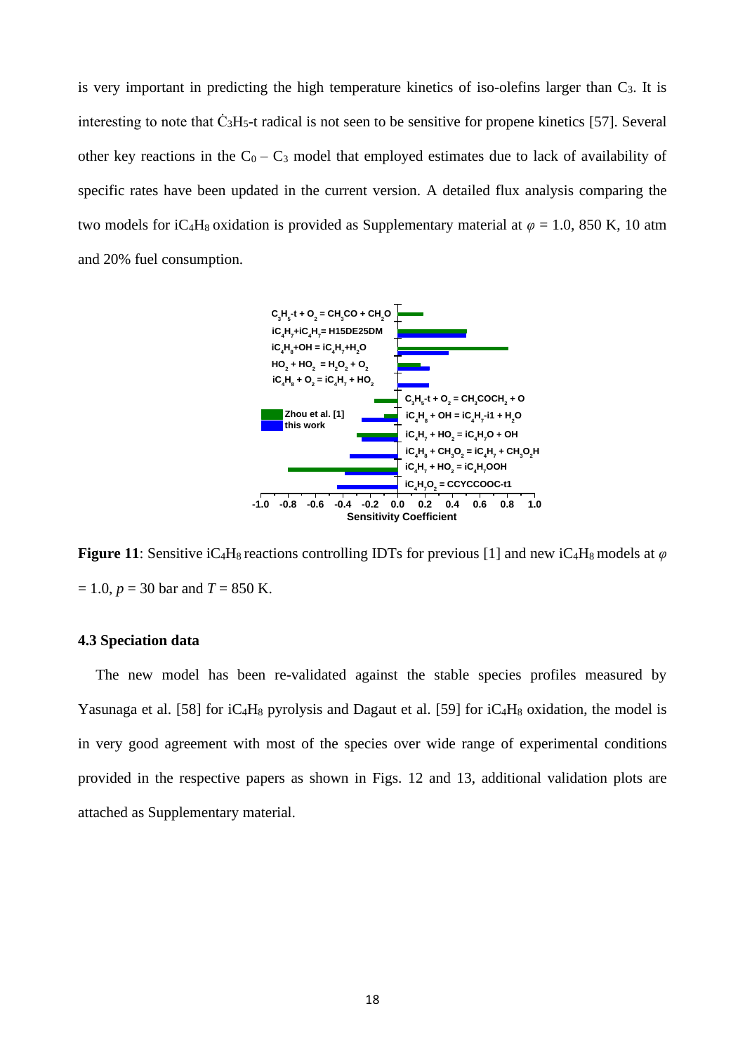is very important in predicting the high temperature kinetics of iso-olefins larger than $C_3$. It is interesting to note that $\dot{C}_3H_5$-t radical is not seen to be sensitive for propene kinetics [57]. Several other key reactions in the $C_0 - C_3$ model that employed estimates due to lack of availability of specific rates have been updated in the current version. A detailed flux analysis comparing the two models for $iC_4H_8$ oxidation is provided as Supplementary material at $\varphi = 1.0$, 850 K, 10 atm and 20% fuel consumption.

**Figure 11**: Sensitive $iC_4H_8$ reactions controlling IDTs for previous [1] and new $iC_4H_8$ models at $\varphi = 1.0$, $p = 30$ bar and $T = 850$ K.

### 4.3 Speciation data

The new model has been re-validated against the stable species profiles measured by Yasunaga et al. [58] for $iC_4H_8$ pyrolysis and Dagaut et al. [59] for $iC_4H_8$ oxidation, the model is in very good agreement with most of the species over wide range of experimental conditions provided in the respective papers as shown in Figs. 12 and 13, additional validation plots are attached as Supplementary material.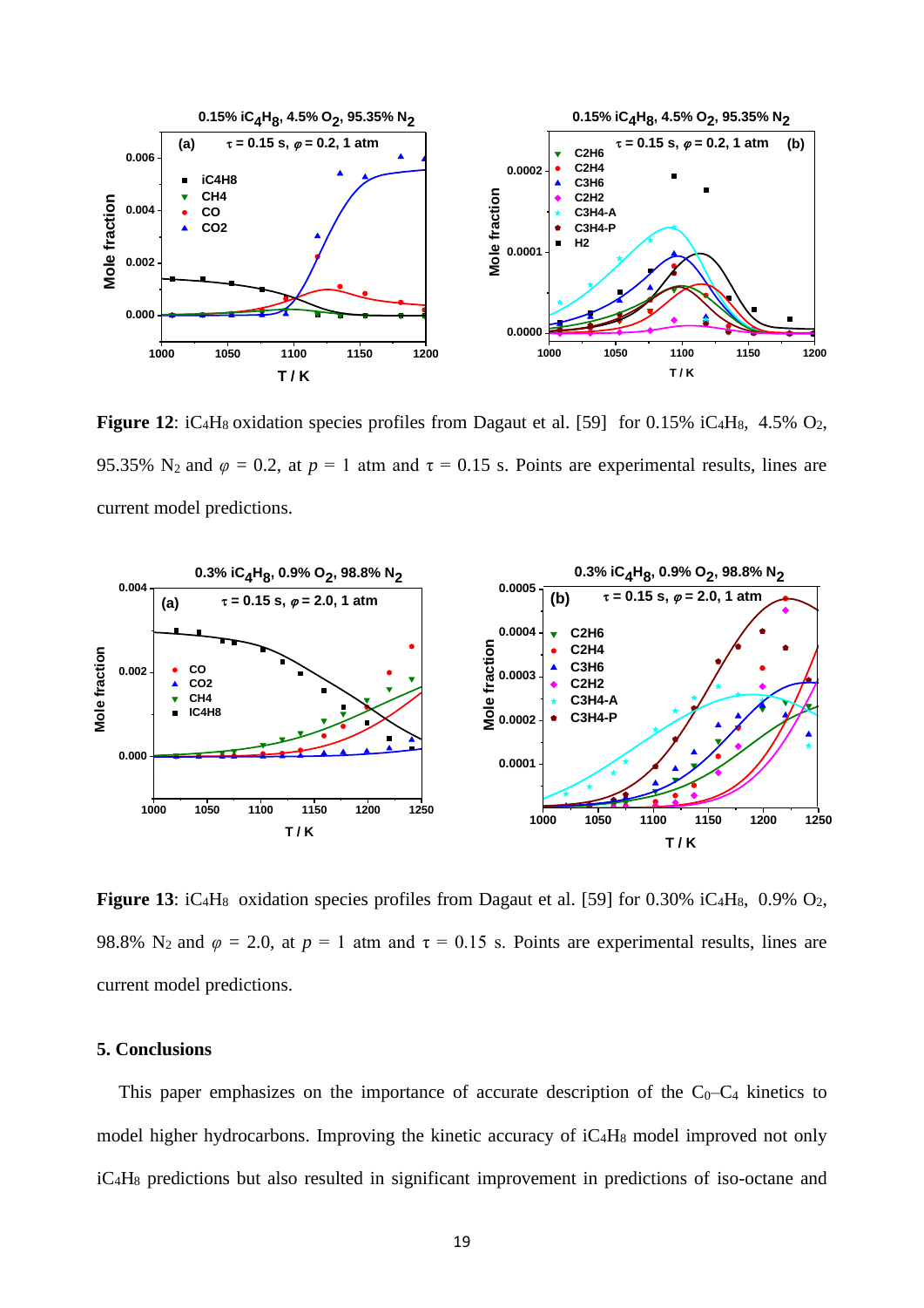**Figure 12**: $iC_4H_8$ oxidation species profiles from Dagaut et al. [59] for 0.15% $iC_4H_8$, 4.5% $O_2$, 95.35% $N_2$ and $\varphi$ = 0.2, at $p$ = 1 atm and $\tau$ = 0.15 s. Points are experimental results, lines are current model predictions.

**Figure 13**: $iC_4H_8$ oxidation species profiles from Dagaut et al. [59] for 0.30% $iC_4H_8$, 0.9% $O_2$, 98.8% $N_2$ and $\varphi$ = 2.0, at $p$ = 1 atm and $\tau$ = 0.15 s. Points are experimental results, lines are current model predictions.

## 5. Conclusions

This paper emphasizes on the importance of accurate description of the $C_0$–$C_4$ kinetics to model higher hydrocarbons. Improving the kinetic accuracy of $iC_4H_8$ model improved not only $iC_4H_8$ predictions but also resulted in significant improvement in predictions of iso-octane and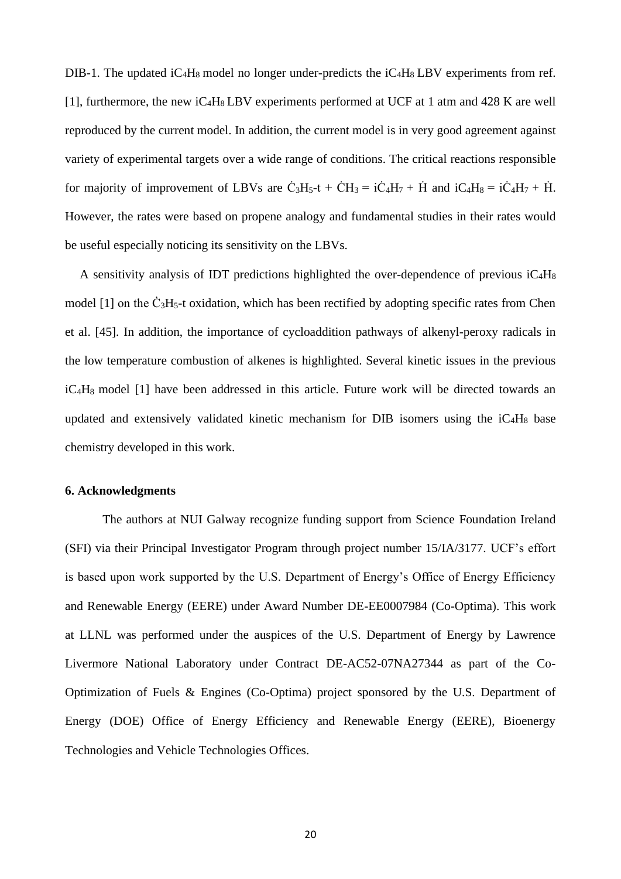DIB-1. The updated $iC_4H_8$ model no longer under-predicts the $iC_4H_8$ LBV experiments from ref. [1], furthermore, the new $iC_4H_8$ LBV experiments performed at UCF at 1 atm and 428 K are well reproduced by the current model. In addition, the current model is in very good agreement against variety of experimental targets over a wide range of conditions. The critical reactions responsible for majority of improvement of LBVs are $\dot{C}_3H_5$-t + $\dot{C}H_3$ = $i\dot{C}_4H_7$ + $\dot{H}$ and $iC_4H_8$ = $i\dot{C}_4H_7$ + $\dot{H}$. However, the rates were based on propene analogy and fundamental studies in their rates would be useful especially noticing its sensitivity on the LBVs.

A sensitivity analysis of IDT predictions highlighted the over-dependence of previous $iC_4H_8$ model [1] on the $\dot{C}_3H_5$-t oxidation, which has been rectified by adopting specific rates from Chen et al. [45]. In addition, the importance of cycloaddition pathways of alkenyl-peroxy radicals in the low temperature combustion of alkenes is highlighted. Several kinetic issues in the previous $iC_4H_8$ model [1] have been addressed in this article. Future work will be directed towards an updated and extensively validated kinetic mechanism for DIB isomers using the $iC_4H_8$ base chemistry developed in this work.

**6. Acknowledgments**

The authors at NUI Galway recognize funding support from Science Foundation Ireland (SFI) via their Principal Investigator Program through project number 15/IA/3177. UCF's effort is based upon work supported by the U.S. Department of Energy's Office of Energy Efficiency and Renewable Energy (EERE) under Award Number DE-EE0007984 (Co-Optima). This work at LLNL was performed under the auspices of the U.S. Department of Energy by Lawrence Livermore National Laboratory under Contract DE-AC52-07NA27344 as part of the Co-Optimization of Fuels & Engines (Co-Optima) project sponsored by the U.S. Department of Energy (DOE) Office of Energy Efficiency and Renewable Energy (EERE), Bioenergy Technologies and Vehicle Technologies Offices.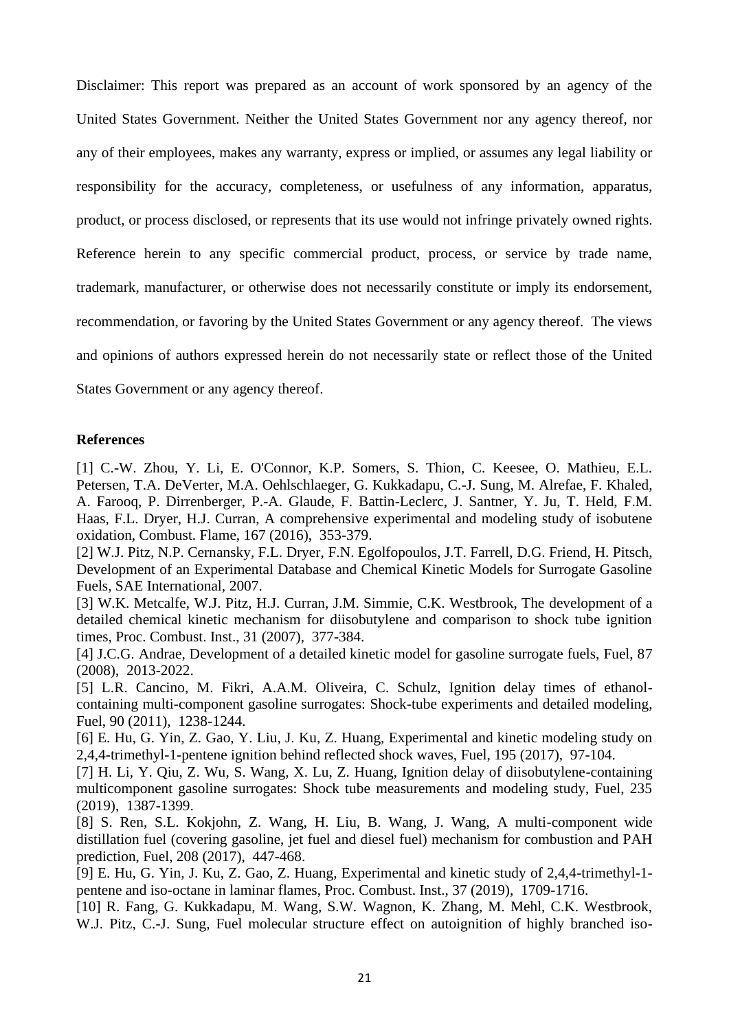Disclaimer: This report was prepared as an account of work sponsored by an agency of the United States Government. Neither the United States Government nor any agency thereof, nor any of their employees, makes any warranty, express or implied, or assumes any legal liability or responsibility for the accuracy, completeness, or usefulness of any information, apparatus, product, or process disclosed, or represents that its use would not infringe privately owned rights. Reference herein to any specific commercial product, process, or service by trade name, trademark, manufacturer, or otherwise does not necessarily constitute or imply its endorsement, recommendation, or favoring by the United States Government or any agency thereof. The views and opinions of authors expressed herein do not necessarily state or reflect those of the United States Government or any agency thereof.

## References

[1] C.-W. Zhou, Y. Li, E. O'Connor, K.P. Somers, S. Thion, C. Keesee, O. Mathieu, E.L. Petersen, T.A. DeVerter, M.A. Oehlschlaeger, G. Kukkadapu, C.-J. Sung, M. Alrefae, F. Khaled, A. Farooq, P. Dirrenberger, P.-A. Glaude, F. Battin-Leclerc, J. Santner, Y. Ju, T. Held, F.M. Haas, F.L. Dryer, H.J. Curran, A comprehensive experimental and modeling study of isobutene oxidation, Combust. Flame, 167 (2016), 353-379.

[2] W.J. Pitz, N.P. Cernansky, F.L. Dryer, F.N. Egolfopoulos, J.T. Farrell, D.G. Friend, H. Pitsch, Development of an Experimental Database and Chemical Kinetic Models for Surrogate Gasoline Fuels, SAE International, 2007.

[3] W.K. Metcalfe, W.J. Pitz, H.J. Curran, J.M. Simmie, C.K. Westbrook, The development of a detailed chemical kinetic mechanism for diisobutylene and comparison to shock tube ignition times, Proc. Combust. Inst., 31 (2007), 377-384.

[4] J.C.G. Andrae, Development of a detailed kinetic model for gasoline surrogate fuels, Fuel, 87 (2008), 2013-2022.

[5] L.R. Cancino, M. Fikri, A.A.M. Oliveira, C. Schulz, Ignition delay times of ethanol-containing multi-component gasoline surrogates: Shock-tube experiments and detailed modeling, Fuel, 90 (2011), 1238-1244.

[6] E. Hu, G. Yin, Z. Gao, Y. Liu, J. Ku, Z. Huang, Experimental and kinetic modeling study on 2,4,4-trimethyl-1-pentene ignition behind reflected shock waves, Fuel, 195 (2017), 97-104.

[7] H. Li, Y. Qiu, Z. Wu, S. Wang, X. Lu, Z. Huang, Ignition delay of diisobutylene-containing multicomponent gasoline surrogates: Shock tube measurements and modeling study, Fuel, 235 (2019), 1387-1399.

[8] S. Ren, S.L. Kokjohn, Z. Wang, H. Liu, B. Wang, J. Wang, A multi-component wide distillation fuel (covering gasoline, jet fuel and diesel fuel) mechanism for combustion and PAH prediction, Fuel, 208 (2017), 447-468.

[9] E. Hu, G. Yin, J. Ku, Z. Gao, Z. Huang, Experimental and kinetic study of 2,4,4-trimethyl-1-pentene and iso-octane in laminar flames, Proc. Combust. Inst., 37 (2019), 1709-1716.

[10] R. Fang, G. Kukkadapu, M. Wang, S.W. Wagnon, K. Zhang, M. Mehl, C.K. Westbrook, W.J. Pitz, C.-J. Sung, Fuel molecular structure effect on autoignition of highly branched iso-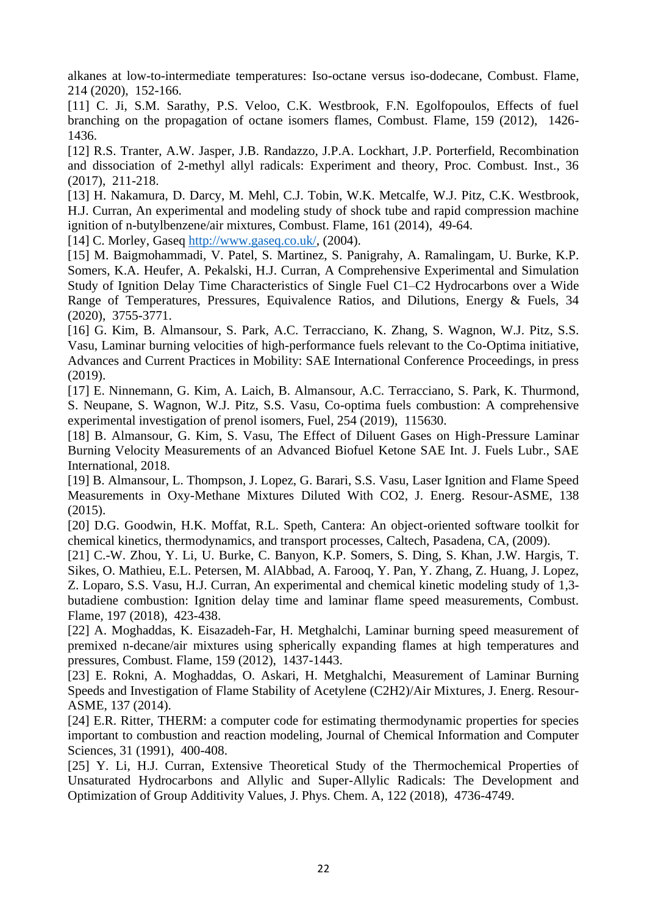alkanes at low-to-intermediate temperatures: Iso-octane versus iso-dodecane, Combust. Flame, 214 (2020), 152-166.

[11] C. Ji, S.M. Sarathy, P.S. Veloo, C.K. Westbrook, F.N. Egolfopoulos, Effects of fuel branching on the propagation of octane isomers flames, Combust. Flame, 159 (2012), 1426-1436.

[12] R.S. Tranter, A.W. Jasper, J.B. Randazzo, J.P.A. Lockhart, J.P. Porterfield, Recombination and dissociation of 2-methyl allyl radicals: Experiment and theory, Proc. Combust. Inst., 36 (2017), 211-218.

[13] H. Nakamura, D. Darcy, M. Mehl, C.J. Tobin, W.K. Metcalfe, W.J. Pitz, C.K. Westbrook, H.J. Curran, An experimental and modeling study of shock tube and rapid compression machine ignition of n-butylbenzene/air mixtures, Combust. Flame, 161 (2014), 49-64.

[14] C. Morley, Gaseq http://www.gaseq.co.uk/, (2004).

[15] M. Baigmohammadi, V. Patel, S. Martinez, S. Panigrahy, A. Ramalingam, U. Burke, K.P. Somers, K.A. Heufer, A. Pekalski, H.J. Curran, A Comprehensive Experimental and Simulation Study of Ignition Delay Time Characteristics of Single Fuel C1–C2 Hydrocarbons over a Wide Range of Temperatures, Pressures, Equivalence Ratios, and Dilutions, Energy & Fuels, 34 (2020), 3755-3771.

[16] G. Kim, B. Almansour, S. Park, A.C. Terracciano, K. Zhang, S. Wagnon, W.J. Pitz, S.S. Vasu, Laminar burning velocities of high-performance fuels relevant to the Co-Optima initiative, Advances and Current Practices in Mobility: SAE International Conference Proceedings, in press (2019).

[17] E. Ninnemann, G. Kim, A. Laich, B. Almansour, A.C. Terracciano, S. Park, K. Thurmond, S. Neupane, S. Wagnon, W.J. Pitz, S.S. Vasu, Co-optima fuels combustion: A comprehensive experimental investigation of prenol isomers, Fuel, 254 (2019), 115630.

[18] B. Almansour, G. Kim, S. Vasu, The Effect of Diluent Gases on High-Pressure Laminar Burning Velocity Measurements of an Advanced Biofuel Ketone SAE Int. J. Fuels Lubr., SAE International, 2018.

[19] B. Almansour, L. Thompson, J. Lopez, G. Barari, S.S. Vasu, Laser Ignition and Flame Speed Measurements in Oxy-Methane Mixtures Diluted With CO2, J. Energ. Resour-ASME, 138 (2015).

[20] D.G. Goodwin, H.K. Moffat, R.L. Speth, Cantera: An object-oriented software toolkit for chemical kinetics, thermodynamics, and transport processes, Caltech, Pasadena, CA, (2009).

[21] C.-W. Zhou, Y. Li, U. Burke, C. Banyon, K.P. Somers, S. Ding, S. Khan, J.W. Hargis, T. Sikes, O. Mathieu, E.L. Petersen, M. AlAbbad, A. Farooq, Y. Pan, Y. Zhang, Z. Huang, J. Lopez, Z. Loparo, S.S. Vasu, H.J. Curran, An experimental and chemical kinetic modeling study of 1,3-butadiene combustion: Ignition delay time and laminar flame speed measurements, Combust. Flame, 197 (2018), 423-438.

[22] A. Moghaddas, K. Eisazadeh-Far, H. Metghalchi, Laminar burning speed measurement of premixed n-decane/air mixtures using spherically expanding flames at high temperatures and pressures, Combust. Flame, 159 (2012), 1437-1443.

[23] E. Rokni, A. Moghaddas, O. Askari, H. Metghalchi, Measurement of Laminar Burning Speeds and Investigation of Flame Stability of Acetylene (C2H2)/Air Mixtures, J. Energ. Resour-ASME, 137 (2014).

[24] E.R. Ritter, THERM: a computer code for estimating thermodynamic properties for species important to combustion and reaction modeling, Journal of Chemical Information and Computer Sciences, 31 (1991), 400-408.

[25] Y. Li, H.J. Curran, Extensive Theoretical Study of the Thermochemical Properties of Unsaturated Hydrocarbons and Allylic and Super-Allylic Radicals: The Development and Optimization of Group Additivity Values, J. Phys. Chem. A, 122 (2018), 4736-4749.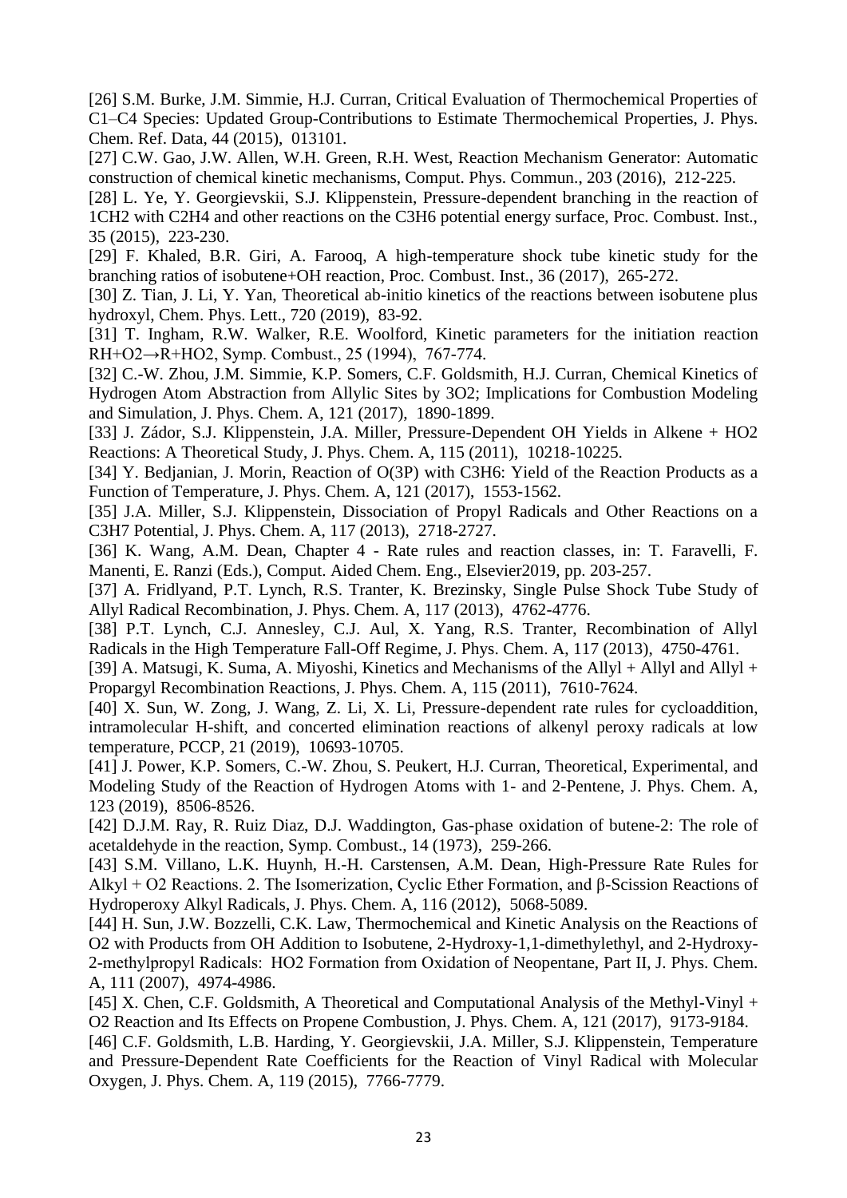[26] S.M. Burke, J.M. Simmie, H.J. Curran, Critical Evaluation of Thermochemical Properties of C1–C4 Species: Updated Group-Contributions to Estimate Thermochemical Properties, J. Phys. Chem. Ref. Data, 44 (2015), 013101.

[27] C.W. Gao, J.W. Allen, W.H. Green, R.H. West, Reaction Mechanism Generator: Automatic construction of chemical kinetic mechanisms, Comput. Phys. Commun., 203 (2016), 212-225.

[28] L. Ye, Y. Georgievskii, S.J. Klippenstein, Pressure-dependent branching in the reaction of $^1CH_2$ with $C_2H_4$ and other reactions on the $C_3H_6$ potential energy surface, Proc. Combust. Inst., 35 (2015), 223-230.

[29] F. Khaled, B.R. Giri, A. Farooq, A high-temperature shock tube kinetic study for the branching ratios of isobutene+OH reaction, Proc. Combust. Inst., 36 (2017), 265-272.

[30] Z. Tian, J. Li, Y. Yan, Theoretical ab-initio kinetics of the reactions between isobutene plus hydroxyl, Chem. Phys. Lett., 720 (2019), 83-92.

[31] T. Ingham, R.W. Walker, R.E. Woolford, Kinetic parameters for the initiation reaction $RH+O_2 \rightarrow R+HO_2$, Symp. Combust., 25 (1994), 767-774.

[32] C.-W. Zhou, J.M. Simmie, K.P. Somers, C.F. Goldsmith, H.J. Curran, Chemical Kinetics of Hydrogen Atom Abstraction from Allylic Sites by $^3O_2$; Implications for Combustion Modeling and Simulation, J. Phys. Chem. A, 121 (2017), 1890-1899.

[33] J. Zádor, S.J. Klippenstein, J.A. Miller, Pressure-Dependent OH Yields in Alkene + $HO_2$ Reactions: A Theoretical Study, J. Phys. Chem. A, 115 (2011), 10218-10225.

[34] Y. Bedjanian, J. Morin, Reaction of $O(^3P)$ with $C_3H_6$: Yield of the Reaction Products as a Function of Temperature, J. Phys. Chem. A, 121 (2017), 1553-1562.

[35] J.A. Miller, S.J. Klippenstein, Dissociation of Propyl Radicals and Other Reactions on a $C_3H_7$ Potential, J. Phys. Chem. A, 117 (2013), 2718-2727.

[36] K. Wang, A.M. Dean, Chapter 4 - Rate rules and reaction classes, in: T. Faravelli, F. Manenti, E. Ranzi (Eds.), Comput. Aided Chem. Eng., Elsevier2019, pp. 203-257.

[37] A. Fridlyand, P.T. Lynch, R.S. Tranter, K. Brezinsky, Single Pulse Shock Tube Study of Allyl Radical Recombination, J. Phys. Chem. A, 117 (2013), 4762-4776.

[38] P.T. Lynch, C.J. Annesley, C.J. Aul, X. Yang, R.S. Tranter, Recombination of Allyl Radicals in the High Temperature Fall-Off Regime, J. Phys. Chem. A, 117 (2013), 4750-4761.

[39] A. Matsugi, K. Suma, A. Miyoshi, Kinetics and Mechanisms of the Allyl + Allyl and Allyl + Propargyl Recombination Reactions, J. Phys. Chem. A, 115 (2011), 7610-7624.

[40] X. Sun, W. Zong, J. Wang, Z. Li, X. Li, Pressure-dependent rate rules for cycloaddition, intramolecular H-shift, and concerted elimination reactions of alkenyl peroxy radicals at low temperature, PCCP, 21 (2019), 10693-10705.

[41] J. Power, K.P. Somers, C.-W. Zhou, S. Peukert, H.J. Curran, Theoretical, Experimental, and Modeling Study of the Reaction of Hydrogen Atoms with 1- and 2-Pentene, J. Phys. Chem. A, 123 (2019), 8506-8526.

[42] D.J.M. Ray, R. Ruiz Diaz, D.J. Waddington, Gas-phase oxidation of butene-2: The role of acetaldehyde in the reaction, Symp. Combust., 14 (1973), 259-266.

[43] S.M. Villano, L.K. Huynh, H.-H. Carstensen, A.M. Dean, High-Pressure Rate Rules for Alkyl + $O_2$ Reactions. 2. The Isomerization, Cyclic Ether Formation, and β-Scission Reactions of Hydroperoxy Alkyl Radicals, J. Phys. Chem. A, 116 (2012), 5068-5089.

[44] H. Sun, J.W. Bozzelli, C.K. Law, Thermochemical and Kinetic Analysis on the Reactions of $O_2$ with Products from OH Addition to Isobutene, 2-Hydroxy-1,1-dimethylethyl, and 2-Hydroxy-2-methylpropyl Radicals: $HO_2$ Formation from Oxidation of Neopentane, Part II, J. Phys. Chem. A, 111 (2007), 4974-4986.

[45] X. Chen, C.F. Goldsmith, A Theoretical and Computational Analysis of the Methyl-Vinyl + $O_2$ Reaction and Its Effects on Propene Combustion, J. Phys. Chem. A, 121 (2017), 9173-9184.

[46] C.F. Goldsmith, L.B. Harding, Y. Georgievskii, J.A. Miller, S.J. Klippenstein, Temperature and Pressure-Dependent Rate Coefficients for the Reaction of Vinyl Radical with Molecular Oxygen, J. Phys. Chem. A, 119 (2015), 7766-7779.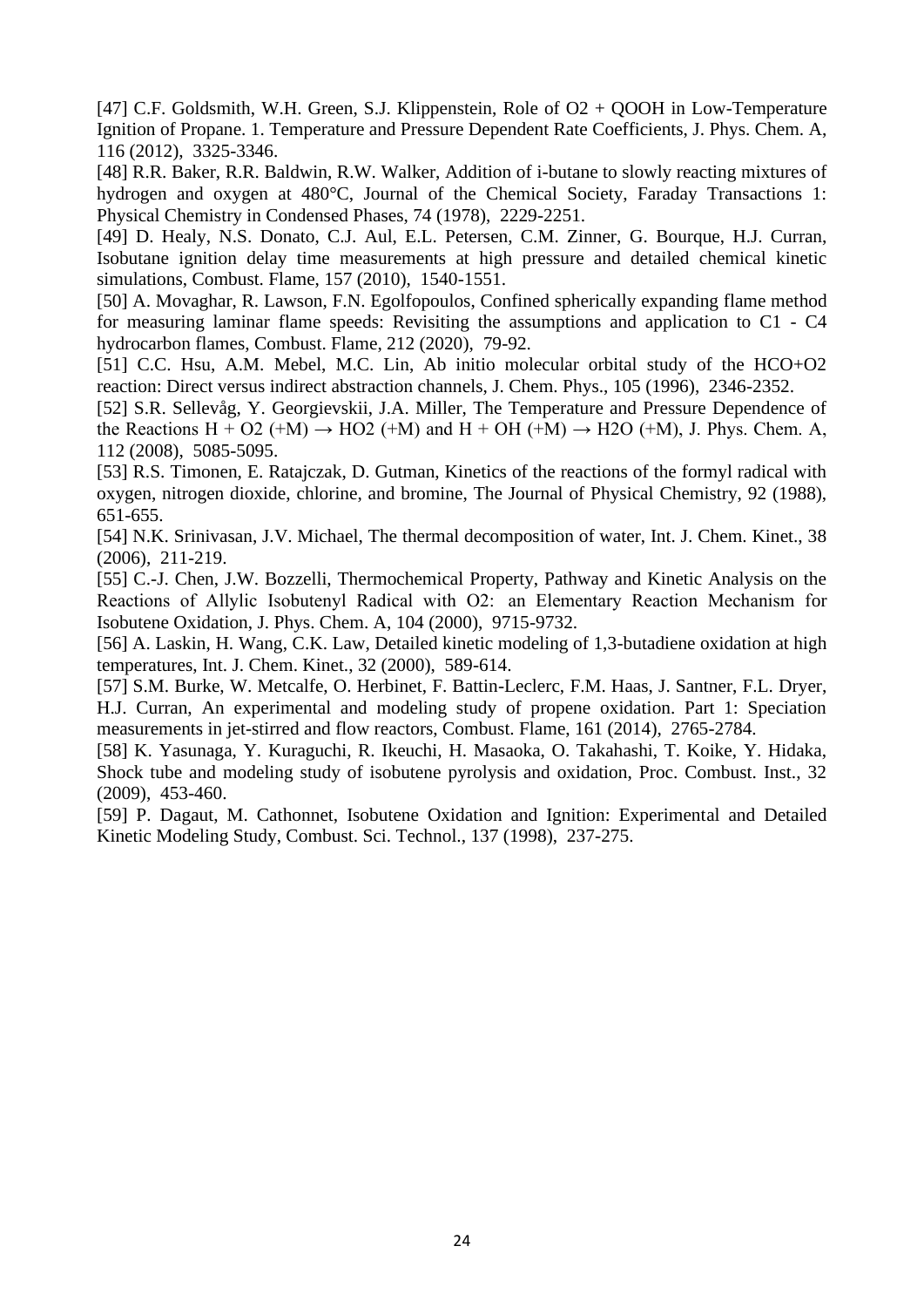[47] C.F. Goldsmith, W.H. Green, S.J. Klippenstein, Role of $O_2$ + QOOH in Low-Temperature Ignition of Propane. 1. Temperature and Pressure Dependent Rate Coefficients, J. Phys. Chem. A, 116 (2012), 3325-3346.

[48] R.R. Baker, R.R. Baldwin, R.W. Walker, Addition of i-butane to slowly reacting mixtures of hydrogen and oxygen at 480°C, Journal of the Chemical Society, Faraday Transactions 1: Physical Chemistry in Condensed Phases, 74 (1978), 2229-2251.

[49] D. Healy, N.S. Donato, C.J. Aul, E.L. Petersen, C.M. Zinner, G. Bourque, H.J. Curran, Isobutane ignition delay time measurements at high pressure and detailed chemical kinetic simulations, Combust. Flame, 157 (2010), 1540-1551.

[50] A. Movaghar, R. Lawson, F.N. Egolfopoulos, Confined spherically expanding flame method for measuring laminar flame speeds: Revisiting the assumptions and application to C1 - C4 hydrocarbon flames, Combust. Flame, 212 (2020), 79-92.

[51] C.C. Hsu, A.M. Mebel, M.C. Lin, Ab initio molecular orbital study of the $HCO+O_2$ reaction: Direct versus indirect abstraction channels, J. Chem. Phys., 105 (1996), 2346-2352.

[52] S.R. Sellevåg, Y. Georgievskii, J.A. Miller, The Temperature and Pressure Dependence of the Reactions $H + O_2 (+M) \rightarrow HO_2 (+M)$ and $H + OH (+M) \rightarrow H_2O (+M)$, J. Phys. Chem. A, 112 (2008), 5085-5095.

[53] R.S. Timonen, E. Ratajczak, D. Gutman, Kinetics of the reactions of the formyl radical with oxygen, nitrogen dioxide, chlorine, and bromine, The Journal of Physical Chemistry, 92 (1988), 651-655.

[54] N.K. Srinivasan, J.V. Michael, The thermal decomposition of water, Int. J. Chem. Kinet., 38 (2006), 211-219.

[55] C.-J. Chen, J.W. Bozzelli, Thermochemical Property, Pathway and Kinetic Analysis on the Reactions of Allylic Isobutenyl Radical with $O_2$: an Elementary Reaction Mechanism for Isobutene Oxidation, J. Phys. Chem. A, 104 (2000), 9715-9732.

[56] A. Laskin, H. Wang, C.K. Law, Detailed kinetic modeling of 1,3-butadiene oxidation at high temperatures, Int. J. Chem. Kinet., 32 (2000), 589-614.

[57] S.M. Burke, W. Metcalfe, O. Herbinet, F. Battin-Leclerc, F.M. Haas, J. Santner, F.L. Dryer, H.J. Curran, An experimental and modeling study of propene oxidation. Part 1: Speciation measurements in jet-stirred and flow reactors, Combust. Flame, 161 (2014), 2765-2784.

[58] K. Yasunaga, Y. Kuraguchi, R. Ikeuchi, H. Masaoka, O. Takahashi, T. Koike, Y. Hidaka, Shock tube and modeling study of isobutene pyrolysis and oxidation, Proc. Combust. Inst., 32 (2009), 453-460.

[59] P. Dagaut, M. Cathonnet, Isobutene Oxidation and Ignition: Experimental and Detailed Kinetic Modeling Study, Combust. Sci. Technol., 137 (1998), 237-275.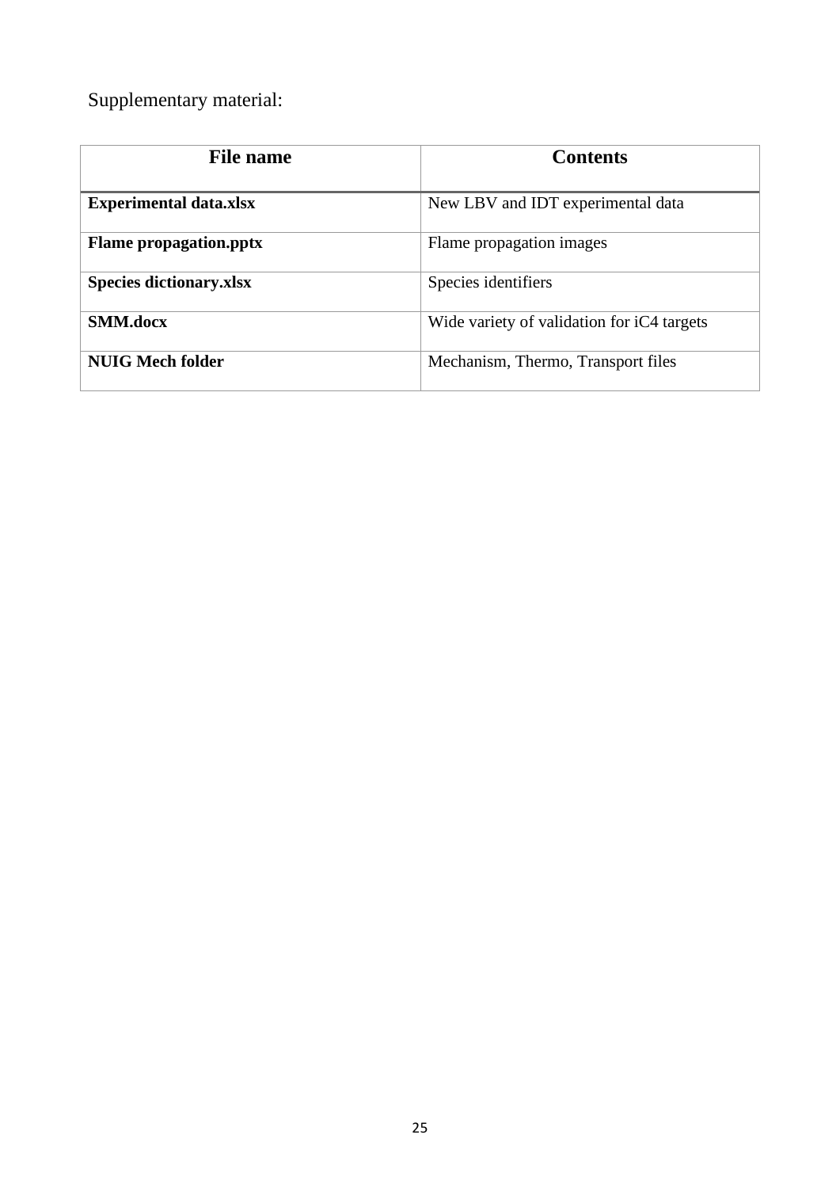Supplementary material:

| **File name** | **Contents** |
| --- | --- |
| **Experimental data.xlsx** | New LBV and IDT experimental data |
| **Flame propagation.pptx** | Flame propagation images |
| **Species dictionary.xlsx** | Species identifiers |
| **SMM.docx** | Wide variety of validation for iC4 targets |
| **NUIG Mech folder** | Mechanism, Thermo, Transport files |